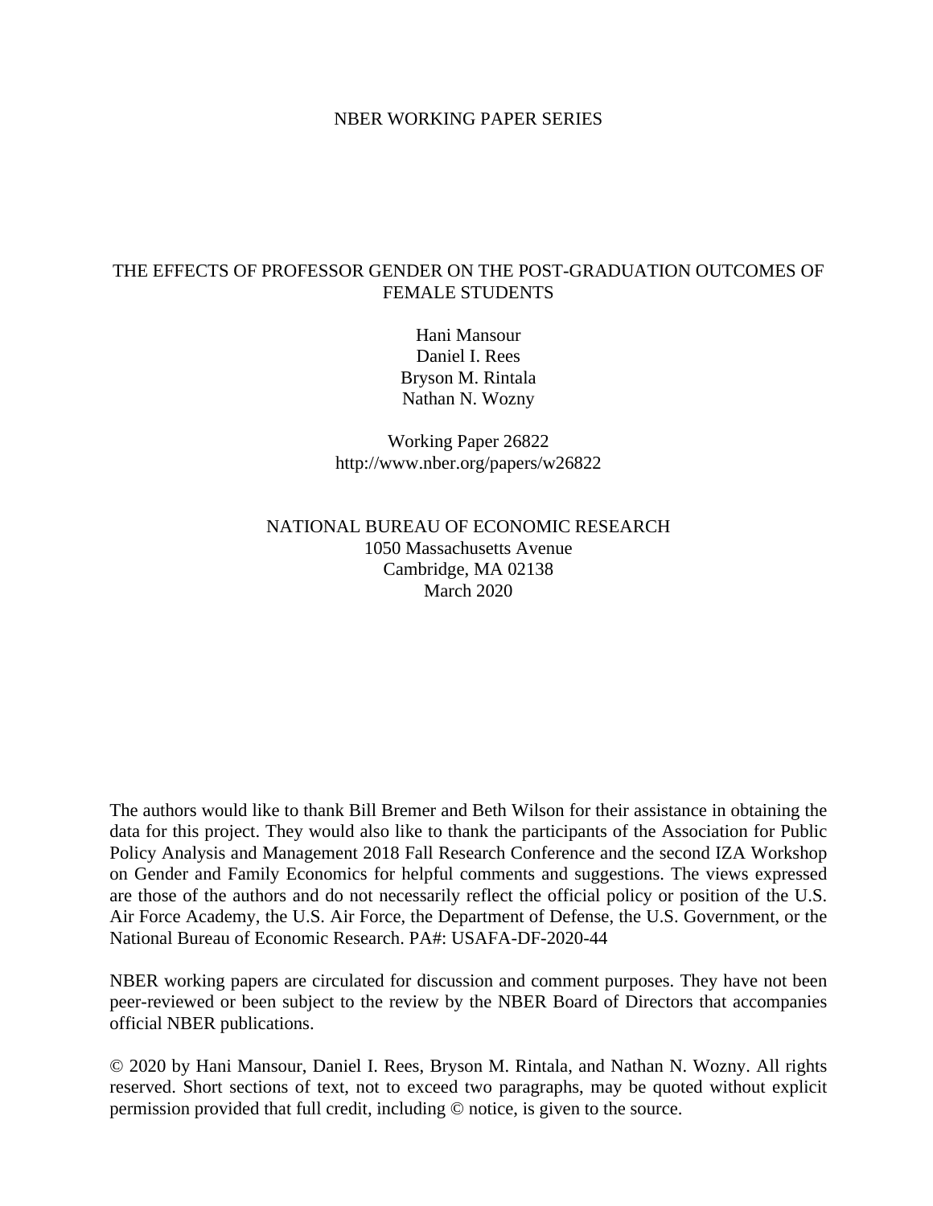NBER WORKING PAPER SERIES

# THE EFFECTS OF PROFESSOR GENDER ON THE POST-GRADUATION OUTCOMES OF FEMALE STUDENTS

Hani Mansour
Daniel I. Rees
Bryson M. Rintala
Nathan N. Wozny

Working Paper 26822
http://www.nber.org/papers/w26822

NATIONAL BUREAU OF ECONOMIC RESEARCH
1050 Massachusetts Avenue
Cambridge, MA 02138
March 2020

The authors would like to thank Bill Bremer and Beth Wilson for their assistance in obtaining the data for this project. They would also like to thank the participants of the Association for Public Policy Analysis and Management 2018 Fall Research Conference and the second IZA Workshop on Gender and Family Economics for helpful comments and suggestions. The views expressed are those of the authors and do not necessarily reflect the official policy or position of the U.S. Air Force Academy, the U.S. Air Force, the Department of Defense, the U.S. Government, or the National Bureau of Economic Research. PA#: USAFA-DF-2020-44

NBER working papers are circulated for discussion and comment purposes. They have not been peer-reviewed or been subject to the review by the NBER Board of Directors that accompanies official NBER publications.

© 2020 by Hani Mansour, Daniel I. Rees, Bryson M. Rintala, and Nathan N. Wozny. All rights reserved. Short sections of text, not to exceed two paragraphs, may be quoted without explicit permission provided that full credit, including © notice, is given to the source.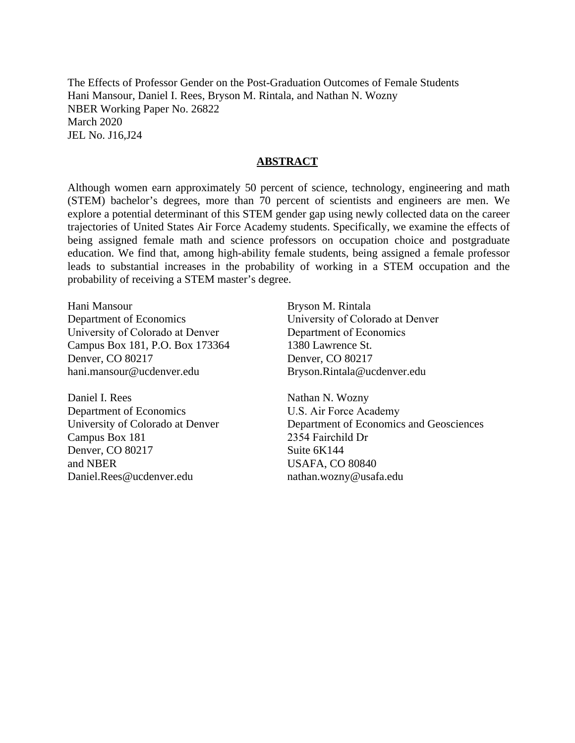The Effects of Professor Gender on the Post-Graduation Outcomes of Female Students
Hani Mansour, Daniel I. Rees, Bryson M. Rintala, and Nathan N. Wozny
NBER Working Paper No. 26822
March 2020
JEL No. J16,J24

## ABSTRACT

Although women earn approximately 50 percent of science, technology, engineering and math (STEM) bachelor's degrees, more than 70 percent of scientists and engineers are men. We explore a potential determinant of this STEM gender gap using newly collected data on the career trajectories of United States Air Force Academy students. Specifically, we examine the effects of being assigned female math and science professors on occupation choice and postgraduate education. We find that, among high-ability female students, being assigned a female professor leads to substantial increases in the probability of working in a STEM occupation and the probability of receiving a STEM master's degree.

Hani Mansour
Department of Economics
University of Colorado at Denver
Campus Box 181, P.O. Box 173364
Denver, CO 80217
hani.mansour@ucdenver.edu

Daniel I. Rees
Department of Economics
University of Colorado at Denver
Campus Box 181
Denver, CO 80217
and NBER
Daniel.Rees@ucdenver.edu

Bryson M. Rintala
University of Colorado at Denver
Department of Economics
1380 Lawrence St.
Denver, CO 80217
Bryson.Rintala@ucdenver.edu

Nathan N. Wozny
U.S. Air Force Academy
Department of Economics and Geosciences
2354 Fairchild Dr
Suite 6K144
USAFA, CO 80840
nathan.wozny@usafa.edu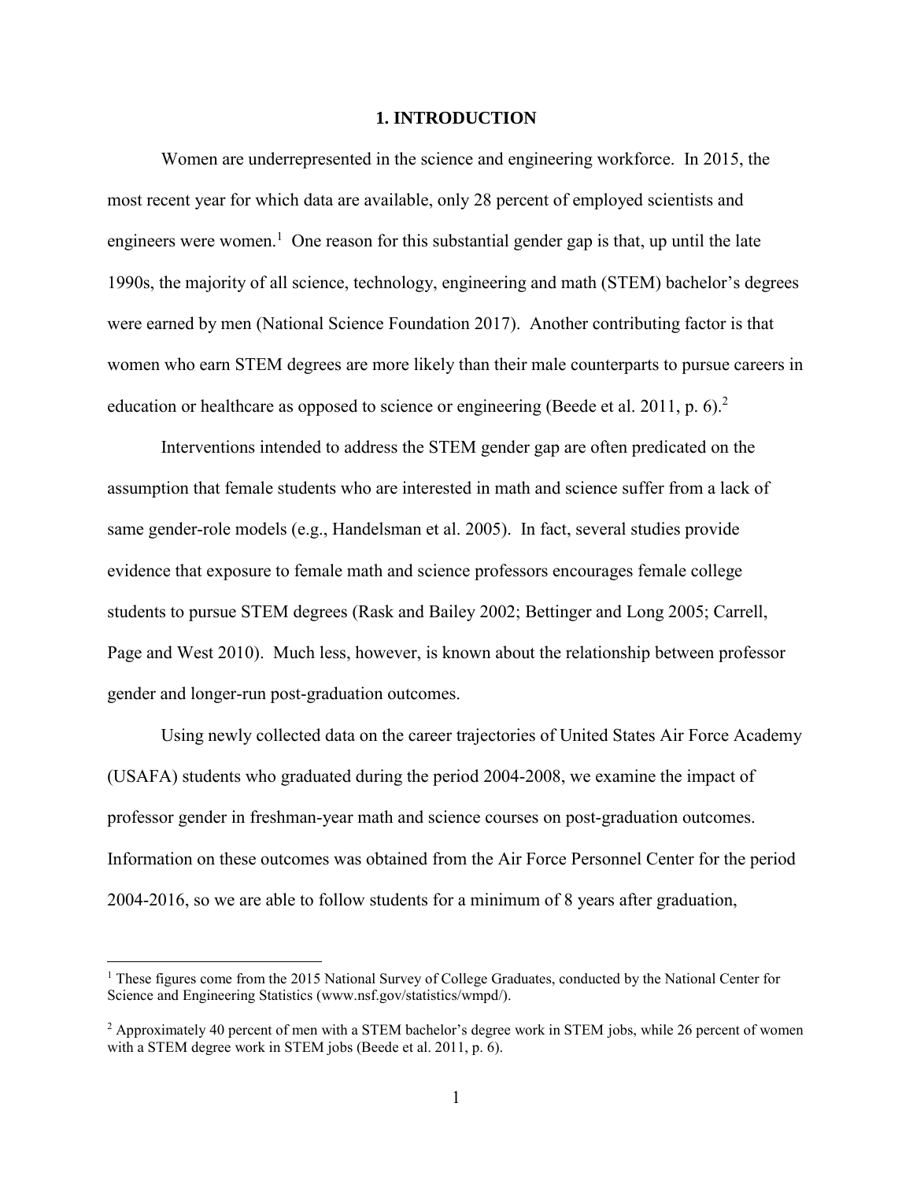# 1. INTRODUCTION

Women are underrepresented in the science and engineering workforce. In 2015, the most recent year for which data are available, only 28 percent of employed scientists and engineers were women.[1] One reason for this substantial gender gap is that, up until the late 1990s, the majority of all science, technology, engineering and math (STEM) bachelor's degrees were earned by men (National Science Foundation 2017). Another contributing factor is that women who earn STEM degrees are more likely than their male counterparts to pursue careers in education or healthcare as opposed to science or engineering (Beede et al. 2011, p. 6).[2]

Interventions intended to address the STEM gender gap are often predicated on the assumption that female students who are interested in math and science suffer from a lack of same gender-role models (e.g., Handelsman et al. 2005). In fact, several studies provide evidence that exposure to female math and science professors encourages female college students to pursue STEM degrees (Rask and Bailey 2002; Bettinger and Long 2005; Carrell, Page and West 2010). Much less, however, is known about the relationship between professor gender and longer-run post-graduation outcomes.

Using newly collected data on the career trajectories of United States Air Force Academy (USAFA) students who graduated during the period 2004-2008, we examine the impact of professor gender in freshman-year math and science courses on post-graduation outcomes. Information on these outcomes was obtained from the Air Force Personnel Center for the period 2004-2016, so we are able to follow students for a minimum of 8 years after graduation,

[1] These figures come from the 2015 National Survey of College Graduates, conducted by the National Center for Science and Engineering Statistics (www.nsf.gov/statistics/wmpd/).

[2] Approximately 40 percent of men with a STEM bachelor's degree work in STEM jobs, while 26 percent of women with a STEM degree work in STEM jobs (Beede et al. 2011, p. 6).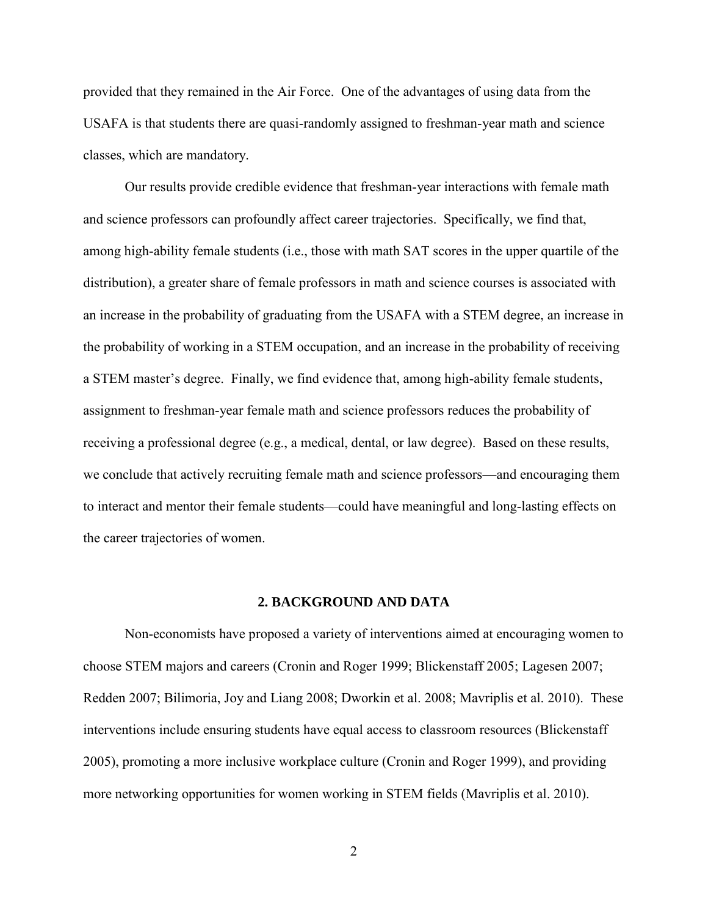provided that they remained in the Air Force. One of the advantages of using data from the USAFA is that students there are quasi-randomly assigned to freshman-year math and science classes, which are mandatory.

Our results provide credible evidence that freshman-year interactions with female math and science professors can profoundly affect career trajectories. Specifically, we find that, among high-ability female students (i.e., those with math SAT scores in the upper quartile of the distribution), a greater share of female professors in math and science courses is associated with an increase in the probability of graduating from the USAFA with a STEM degree, an increase in the probability of working in a STEM occupation, and an increase in the probability of receiving a STEM master's degree. Finally, we find evidence that, among high-ability female students, assignment to freshman-year female math and science professors reduces the probability of receiving a professional degree (e.g., a medical, dental, or law degree). Based on these results, we conclude that actively recruiting female math and science professors—and encouraging them to interact and mentor their female students—could have meaningful and long-lasting effects on the career trajectories of women.

## 2. BACKGROUND AND DATA

Non-economists have proposed a variety of interventions aimed at encouraging women to choose STEM majors and careers (Cronin and Roger 1999; Blickenstaff 2005; Lagesen 2007; Redden 2007; Bilimoria, Joy and Liang 2008; Dworkin et al. 2008; Mavriplis et al. 2010). These interventions include ensuring students have equal access to classroom resources (Blickenstaff 2005), promoting a more inclusive workplace culture (Cronin and Roger 1999), and providing more networking opportunities for women working in STEM fields (Mavriplis et al. 2010).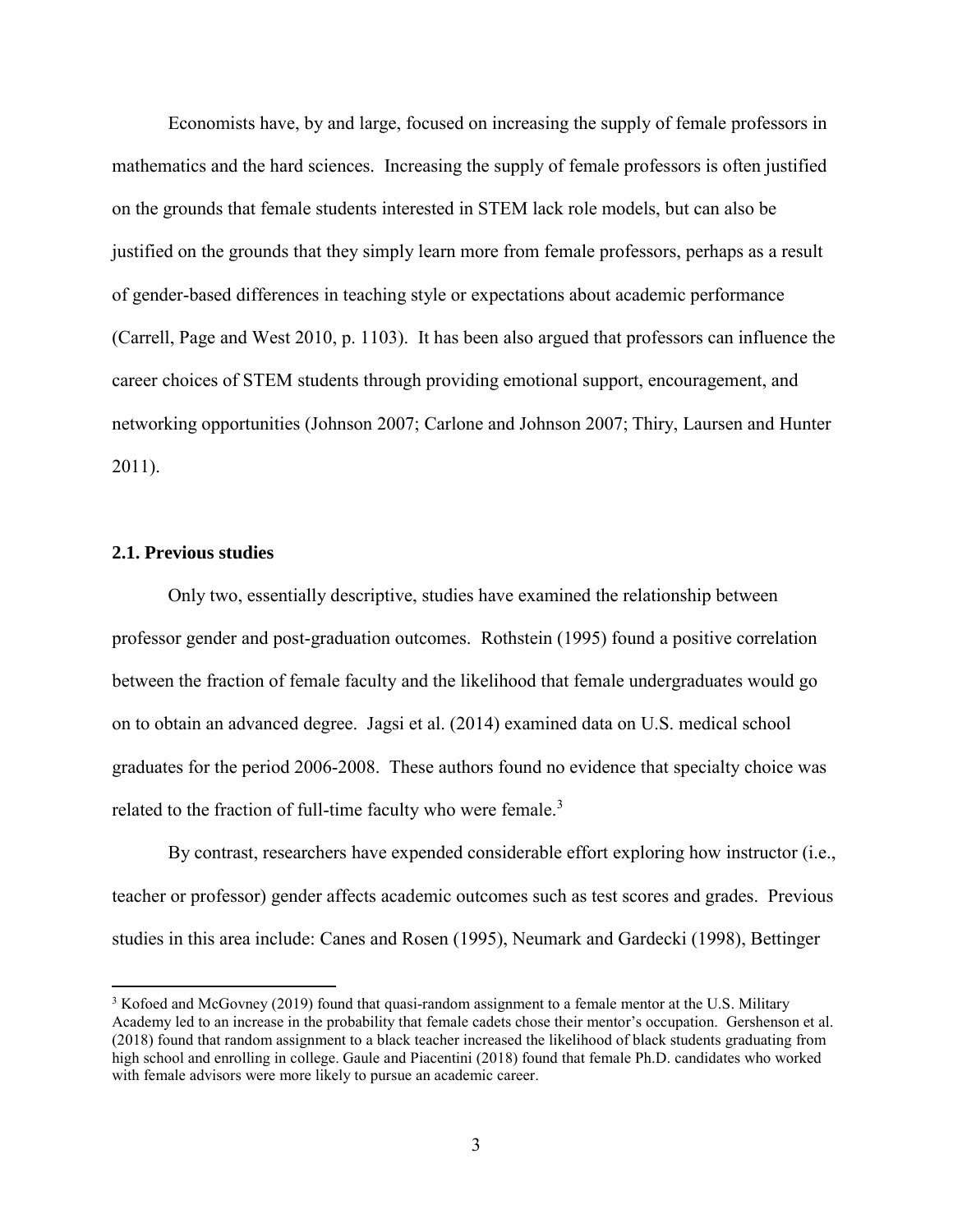Economists have, by and large, focused on increasing the supply of female professors in mathematics and the hard sciences. Increasing the supply of female professors is often justified on the grounds that female students interested in STEM lack role models, but can also be justified on the grounds that they simply learn more from female professors, perhaps as a result of gender-based differences in teaching style or expectations about academic performance (Carrell, Page and West 2010, p. 1103). It has been also argued that professors can influence the career choices of STEM students through providing emotional support, encouragement, and networking opportunities (Johnson 2007; Carlone and Johnson 2007; Thiry, Laursen and Hunter 2011).

### 2.1. Previous studies

Only two, essentially descriptive, studies have examined the relationship between professor gender and post-graduation outcomes. Rothstein (1995) found a positive correlation between the fraction of female faculty and the likelihood that female undergraduates would go on to obtain an advanced degree. Jagsi et al. (2014) examined data on U.S. medical school graduates for the period 2006-2008. These authors found no evidence that specialty choice was related to the fraction of full-time faculty who were female.[3]

By contrast, researchers have expended considerable effort exploring how instructor (i.e., teacher or professor) gender affects academic outcomes such as test scores and grades. Previous studies in this area include: Canes and Rosen (1995), Neumark and Gardecki (1998), Bettinger

[3] Kofoed and McGovney (2019) found that quasi-random assignment to a female mentor at the U.S. Military Academy led to an increase in the probability that female cadets chose their mentor's occupation. Gershenson et al. (2018) found that random assignment to a black teacher increased the likelihood of black students graduating from high school and enrolling in college. Gaule and Piacentini (2018) found that female Ph.D. candidates who worked with female advisors were more likely to pursue an academic career.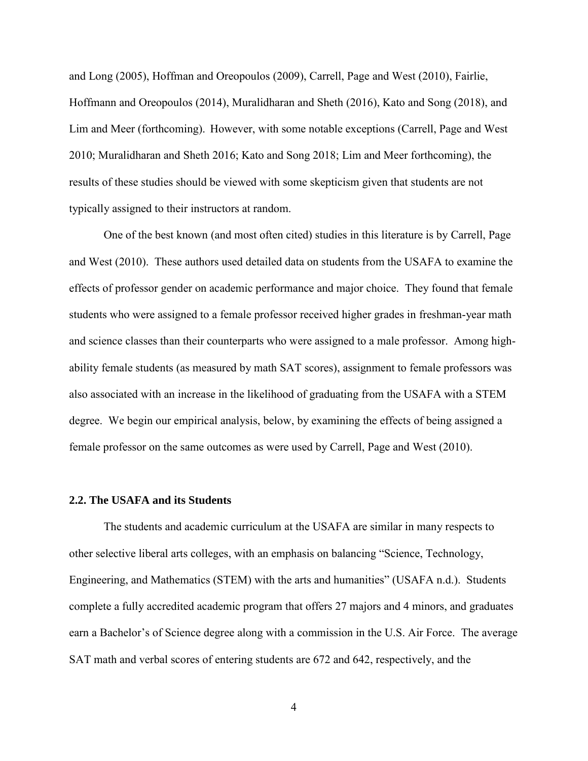and Long (2005), Hoffman and Oreopoulos (2009), Carrell, Page and West (2010), Fairlie, Hoffmann and Oreopoulos (2014), Muralidharan and Sheth (2016), Kato and Song (2018), and Lim and Meer (forthcoming). However, with some notable exceptions (Carrell, Page and West 2010; Muralidharan and Sheth 2016; Kato and Song 2018; Lim and Meer forthcoming), the results of these studies should be viewed with some skepticism given that students are not typically assigned to their instructors at random.

One of the best known (and most often cited) studies in this literature is by Carrell, Page and West (2010). These authors used detailed data on students from the USAFA to examine the effects of professor gender on academic performance and major choice. They found that female students who were assigned to a female professor received higher grades in freshman-year math and science classes than their counterparts who were assigned to a male professor. Among high-ability female students (as measured by math SAT scores), assignment to female professors was also associated with an increase in the likelihood of graduating from the USAFA with a STEM degree. We begin our empirical analysis, below, by examining the effects of being assigned a female professor on the same outcomes as were used by Carrell, Page and West (2010).

### 2.2. The USAFA and its Students

The students and academic curriculum at the USAFA are similar in many respects to other selective liberal arts colleges, with an emphasis on balancing "Science, Technology, Engineering, and Mathematics (STEM) with the arts and humanities" (USAFA n.d.). Students complete a fully accredited academic program that offers 27 majors and 4 minors, and graduates earn a Bachelor's of Science degree along with a commission in the U.S. Air Force. The average SAT math and verbal scores of entering students are 672 and 642, respectively, and the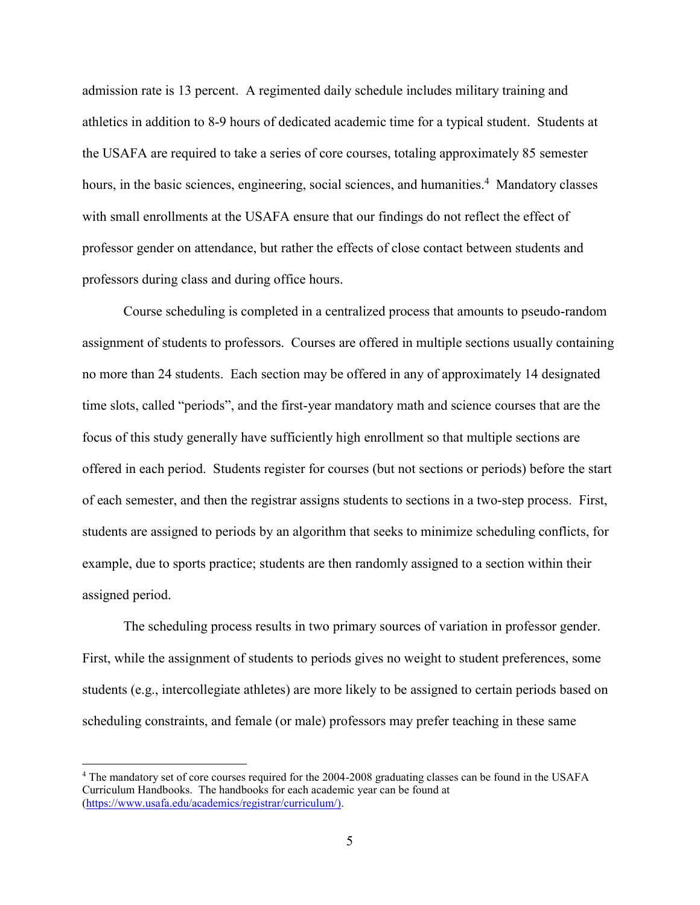admission rate is 13 percent. A regimented daily schedule includes military training and athletics in addition to 8-9 hours of dedicated academic time for a typical student. Students at the USAFA are required to take a series of core courses, totaling approximately 85 semester hours, in the basic sciences, engineering, social sciences, and humanities.[4] Mandatory classes with small enrollments at the USAFA ensure that our findings do not reflect the effect of professor gender on attendance, but rather the effects of close contact between students and professors during class and during office hours.

Course scheduling is completed in a centralized process that amounts to pseudo-random assignment of students to professors. Courses are offered in multiple sections usually containing no more than 24 students. Each section may be offered in any of approximately 14 designated time slots, called "periods", and the first-year mandatory math and science courses that are the focus of this study generally have sufficiently high enrollment so that multiple sections are offered in each period. Students register for courses (but not sections or periods) before the start of each semester, and then the registrar assigns students to sections in a two-step process. First, students are assigned to periods by an algorithm that seeks to minimize scheduling conflicts, for example, due to sports practice; students are then randomly assigned to a section within their assigned period.

The scheduling process results in two primary sources of variation in professor gender. First, while the assignment of students to periods gives no weight to student preferences, some students (e.g., intercollegiate athletes) are more likely to be assigned to certain periods based on scheduling constraints, and female (or male) professors may prefer teaching in these same

[4] The mandatory set of core courses required for the 2004-2008 graduating classes can be found in the USAFA Curriculum Handbooks. The handbooks for each academic year can be found at (https://www.usafa.edu/academics/registrar/curriculum/).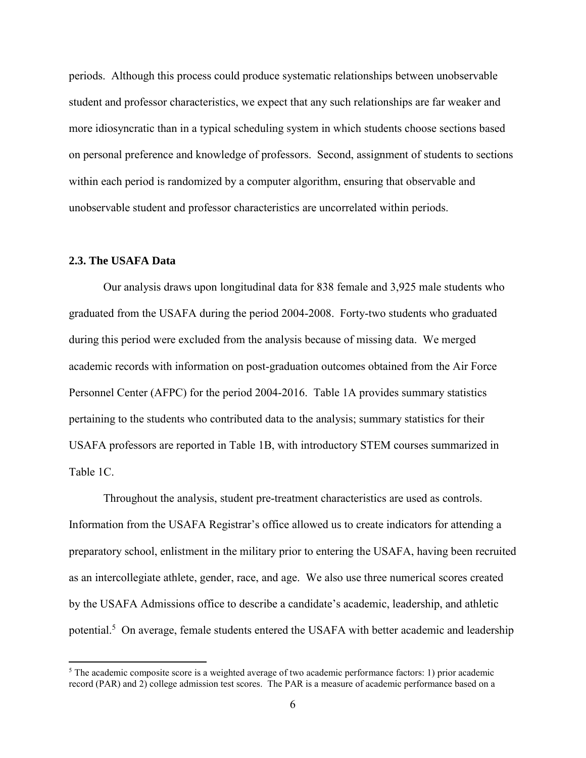periods. Although this process could produce systematic relationships between unobservable student and professor characteristics, we expect that any such relationships are far weaker and more idiosyncratic than in a typical scheduling system in which students choose sections based on personal preference and knowledge of professors. Second, assignment of students to sections within each period is randomized by a computer algorithm, ensuring that observable and unobservable student and professor characteristics are uncorrelated within periods.

### 2.3. The USAFA Data

Our analysis draws upon longitudinal data for 838 female and 3,925 male students who graduated from the USAFA during the period 2004-2008. Forty-two students who graduated during this period were excluded from the analysis because of missing data. We merged academic records with information on post-graduation outcomes obtained from the Air Force Personnel Center (AFPC) for the period 2004-2016. Table 1A provides summary statistics pertaining to the students who contributed data to the analysis; summary statistics for their USAFA professors are reported in Table 1B, with introductory STEM courses summarized in Table 1C.

Throughout the analysis, student pre-treatment characteristics are used as controls. Information from the USAFA Registrar's office allowed us to create indicators for attending a preparatory school, enlistment in the military prior to entering the USAFA, having been recruited as an intercollegiate athlete, gender, race, and age. We also use three numerical scores created by the USAFA Admissions office to describe a candidate's academic, leadership, and athletic potential.[5] On average, female students entered the USAFA with better academic and leadership

[5] The academic composite score is a weighted average of two academic performance factors: 1) prior academic record (PAR) and 2) college admission test scores. The PAR is a measure of academic performance based on a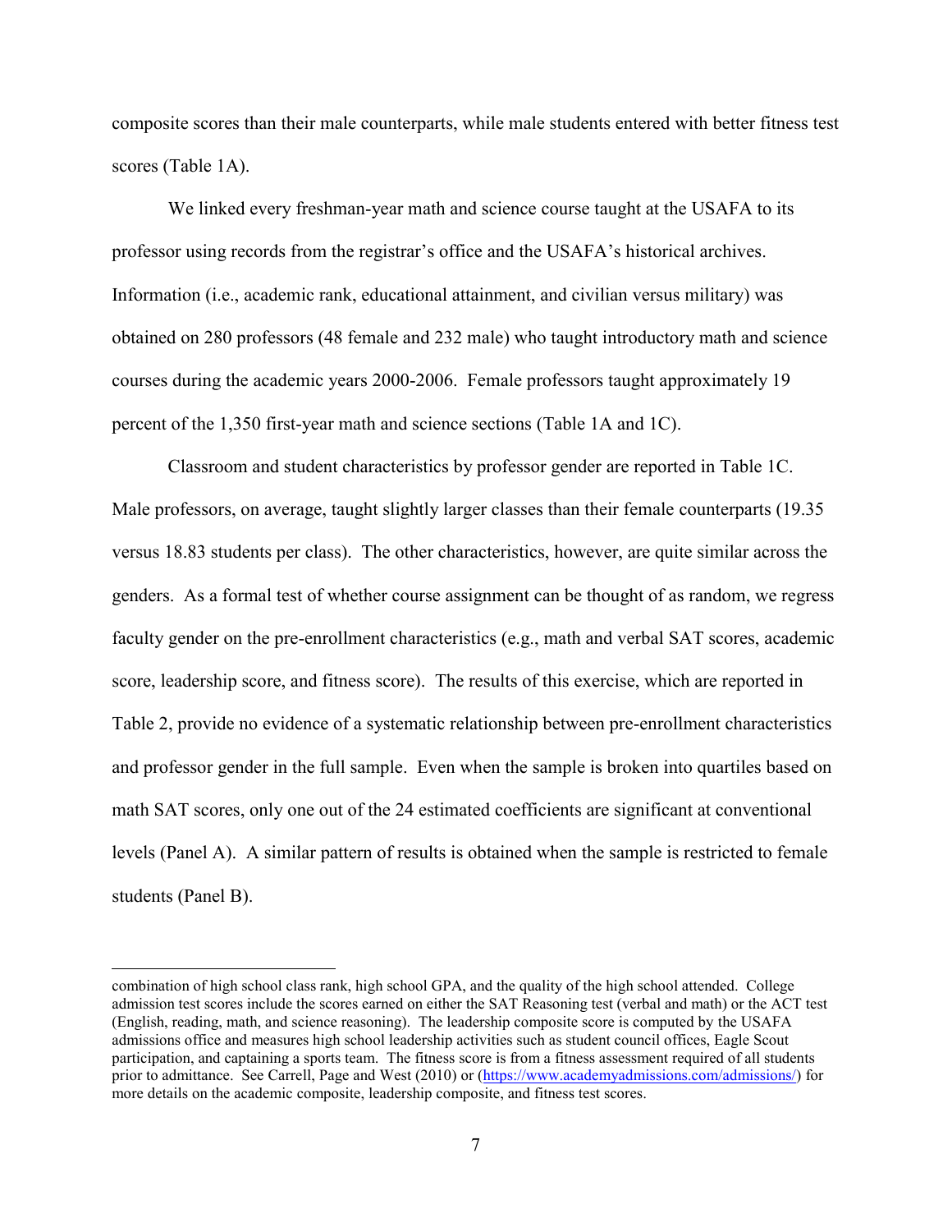composite scores than their male counterparts, while male students entered with better fitness test scores (Table 1A).

We linked every freshman-year math and science course taught at the USAFA to its professor using records from the registrar's office and the USAFA's historical archives. Information (i.e., academic rank, educational attainment, and civilian versus military) was obtained on 280 professors (48 female and 232 male) who taught introductory math and science courses during the academic years 2000-2006. Female professors taught approximately 19 percent of the 1,350 first-year math and science sections (Table 1A and 1C).

Classroom and student characteristics by professor gender are reported in Table 1C. Male professors, on average, taught slightly larger classes than their female counterparts (19.35 versus 18.83 students per class). The other characteristics, however, are quite similar across the genders. As a formal test of whether course assignment can be thought of as random, we regress faculty gender on the pre-enrollment characteristics (e.g., math and verbal SAT scores, academic score, leadership score, and fitness score). The results of this exercise, which are reported in Table 2, provide no evidence of a systematic relationship between pre-enrollment characteristics and professor gender in the full sample. Even when the sample is broken into quartiles based on math SAT scores, only one out of the 24 estimated coefficients are significant at conventional levels (Panel A). A similar pattern of results is obtained when the sample is restricted to female students (Panel B).

---

combination of high school class rank, high school GPA, and the quality of the high school attended. College admission test scores include the scores earned on either the SAT Reasoning test (verbal and math) or the ACT test (English, reading, math, and science reasoning). The leadership composite score is computed by the USAFA admissions office and measures high school leadership activities such as student council offices, Eagle Scout participation, and captaining a sports team. The fitness score is from a fitness assessment required of all students prior to admittance. See Carrell, Page and West (2010) or (https://www.academyadmissions.com/admissions/) for more details on the academic composite, leadership composite, and fitness test scores.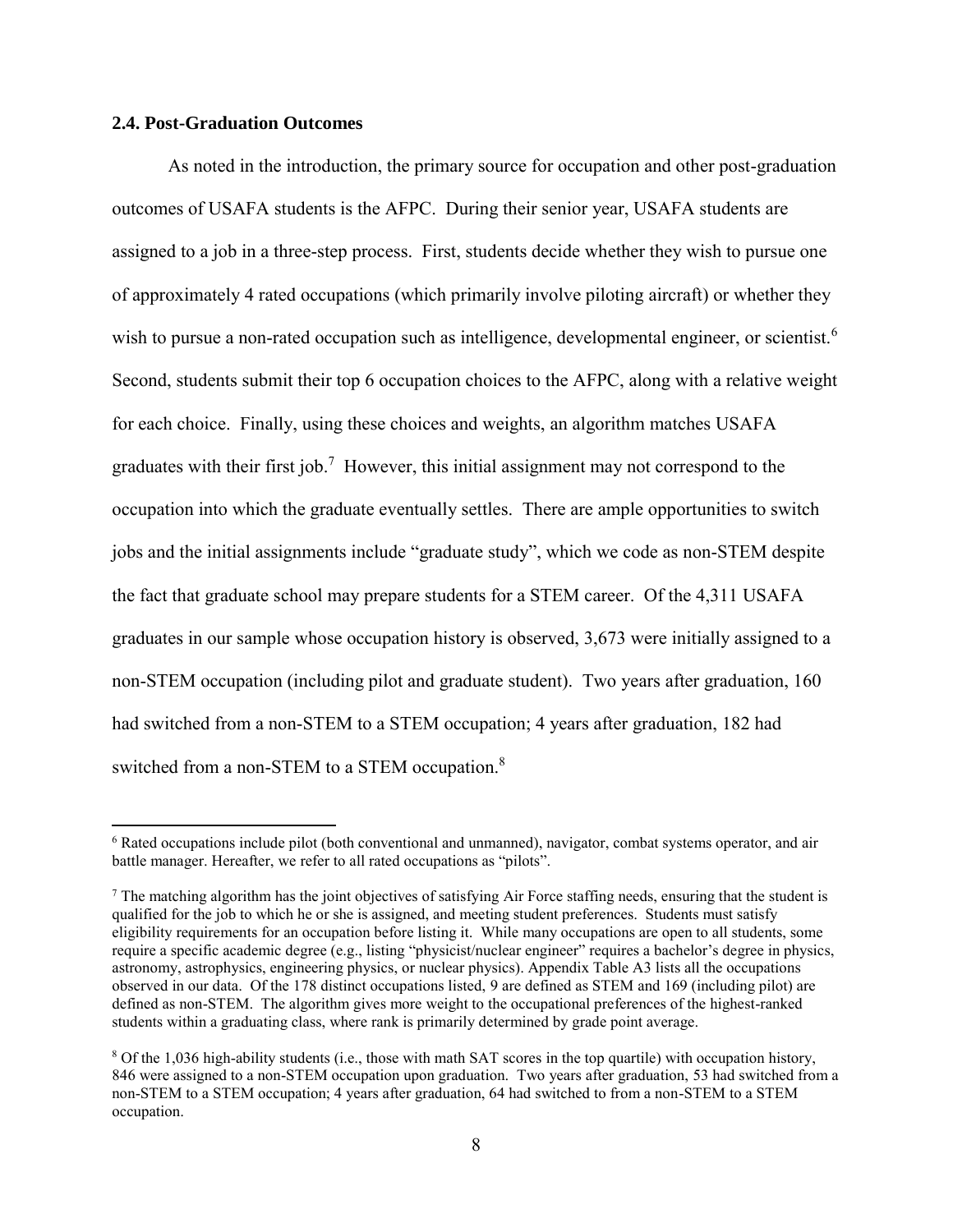### 2.4. Post-Graduation Outcomes

As noted in the introduction, the primary source for occupation and other post-graduation outcomes of USAFA students is the AFPC. During their senior year, USAFA students are assigned to a job in a three-step process. First, students decide whether they wish to pursue one of approximately 4 rated occupations (which primarily involve piloting aircraft) or whether they wish to pursue a non-rated occupation such as intelligence, developmental engineer, or scientist.[6] Second, students submit their top 6 occupation choices to the AFPC, along with a relative weight for each choice. Finally, using these choices and weights, an algorithm matches USAFA graduates with their first job.[7] However, this initial assignment may not correspond to the occupation into which the graduate eventually settles. There are ample opportunities to switch jobs and the initial assignments include "graduate study", which we code as non-STEM despite the fact that graduate school may prepare students for a STEM career. Of the 4,311 USAFA graduates in our sample whose occupation history is observed, 3,673 were initially assigned to a non-STEM occupation (including pilot and graduate student). Two years after graduation, 160 had switched from a non-STEM to a STEM occupation; 4 years after graduation, 182 had switched from a non-STEM to a STEM occupation.[8]

---

[6] Rated occupations include pilot (both conventional and unmanned), navigator, combat systems operator, and air battle manager. Hereafter, we refer to all rated occupations as "pilots".

[7] The matching algorithm has the joint objectives of satisfying Air Force staffing needs, ensuring that the student is qualified for the job to which he or she is assigned, and meeting student preferences. Students must satisfy eligibility requirements for an occupation before listing it. While many occupations are open to all students, some require a specific academic degree (e.g., listing "physicist/nuclear engineer" requires a bachelor's degree in physics, astronomy, astrophysics, engineering physics, or nuclear physics). Appendix Table A3 lists all the occupations observed in our data. Of the 178 distinct occupations listed, 9 are defined as STEM and 169 (including pilot) are defined as non-STEM. The algorithm gives more weight to the occupational preferences of the highest-ranked students within a graduating class, where rank is primarily determined by grade point average.

[8] Of the 1,036 high-ability students (i.e., those with math SAT scores in the top quartile) with occupation history, 846 were assigned to a non-STEM occupation upon graduation. Two years after graduation, 53 had switched from a non-STEM to a STEM occupation; 4 years after graduation, 64 had switched to from a non-STEM to a STEM occupation.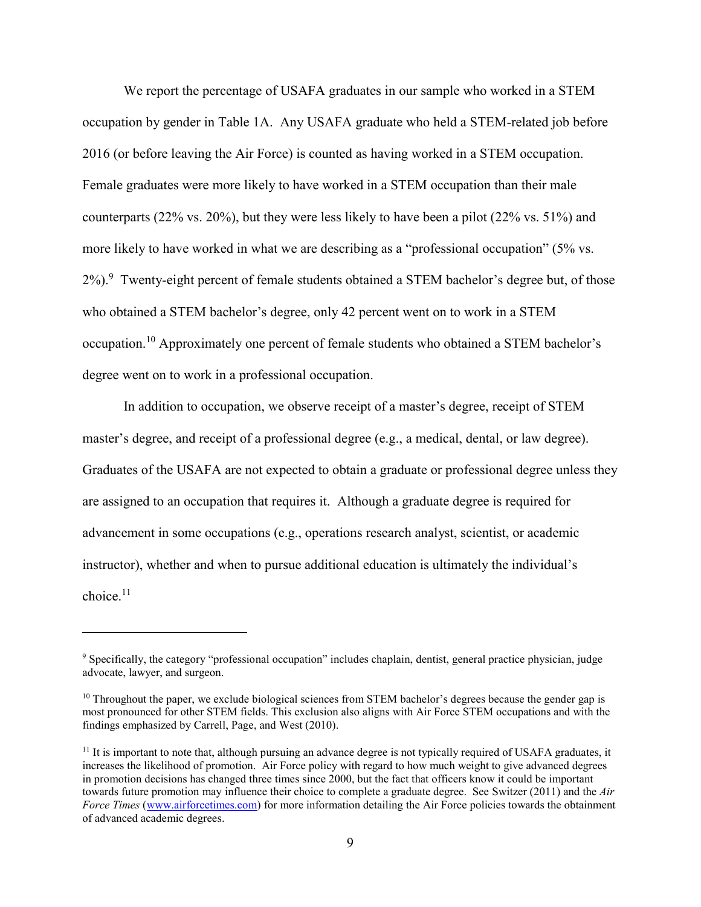We report the percentage of USAFA graduates in our sample who worked in a STEM occupation by gender in Table 1A. Any USAFA graduate who held a STEM-related job before 2016 (or before leaving the Air Force) is counted as having worked in a STEM occupation. Female graduates were more likely to have worked in a STEM occupation than their male counterparts (22% vs. 20%), but they were less likely to have been a pilot (22% vs. 51%) and more likely to have worked in what we are describing as a "professional occupation" (5% vs. 2%).[9] Twenty-eight percent of female students obtained a STEM bachelor's degree but, of those who obtained a STEM bachelor's degree, only 42 percent went on to work in a STEM occupation.[10] Approximately one percent of female students who obtained a STEM bachelor's degree went on to work in a professional occupation.

In addition to occupation, we observe receipt of a master's degree, receipt of STEM master's degree, and receipt of a professional degree (e.g., a medical, dental, or law degree). Graduates of the USAFA are not expected to obtain a graduate or professional degree unless they are assigned to an occupation that requires it. Although a graduate degree is required for advancement in some occupations (e.g., operations research analyst, scientist, or academic instructor), whether and when to pursue additional education is ultimately the individual's choice.[11]

---

[9] Specifically, the category "professional occupation" includes chaplain, dentist, general practice physician, judge advocate, lawyer, and surgeon.

[10] Throughout the paper, we exclude biological sciences from STEM bachelor's degrees because the gender gap is most pronounced for other STEM fields. This exclusion also aligns with Air Force STEM occupations and with the findings emphasized by Carrell, Page, and West (2010).

[11] It is important to note that, although pursuing an advance degree is not typically required of USAFA graduates, it increases the likelihood of promotion. Air Force policy with regard to how much weight to give advanced degrees in promotion decisions has changed three times since 2000, but the fact that officers know it could be important towards future promotion may influence their choice to complete a graduate degree. See Switzer (2011) and the *Air Force Times* (www.airforcetimes.com) for more information detailing the Air Force policies towards the obtainment of advanced academic degrees.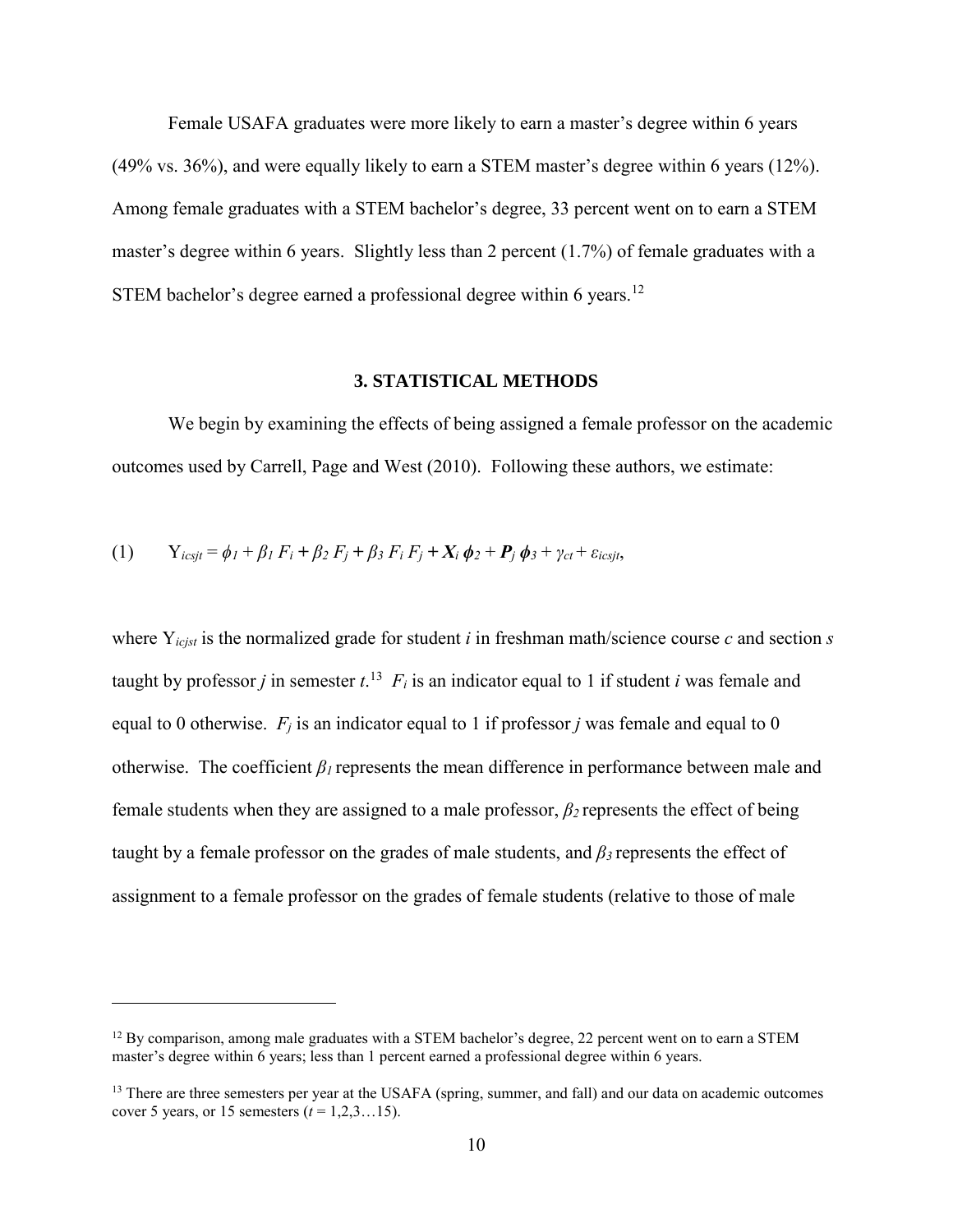Female USAFA graduates were more likely to earn a master's degree within 6 years (49% vs. 36%), and were equally likely to earn a STEM master's degree within 6 years (12%). Among female graduates with a STEM bachelor's degree, 33 percent went on to earn a STEM master's degree within 6 years. Slightly less than 2 percent (1.7%) of female graduates with a STEM bachelor's degree earned a professional degree within 6 years.[12]

## 3. STATISTICAL METHODS

We begin by examining the effects of being assigned a female professor on the academic outcomes used by Carrell, Page and West (2010). Following these authors, we estimate:

$$(1) \qquad Y_{icsjt} = \phi_1 + \beta_1 F_i + \beta_2 F_j + \beta_3 F_i F_j + \boldsymbol{X}_i \boldsymbol{\phi}_2 + \boldsymbol{P}_j \boldsymbol{\phi}_3 + \gamma_{ct} + \varepsilon_{icsjt},$$

where $Y_{icjst}$ is the normalized grade for student $i$ in freshman math/science course $c$ and section $s$ taught by professor $j$ in semester $t$.[13] $F_i$ is an indicator equal to 1 if student $i$ was female and equal to 0 otherwise. $F_j$ is an indicator equal to 1 if professor $j$ was female and equal to 0 otherwise. The coefficient $\beta_1$ represents the mean difference in performance between male and female students when they are assigned to a male professor, $\beta_2$ represents the effect of being taught by a female professor on the grades of male students, and $\beta_3$ represents the effect of assignment to a female professor on the grades of female students (relative to those of male

---

[12] By comparison, among male graduates with a STEM bachelor's degree, 22 percent went on to earn a STEM master's degree within 6 years; less than 1 percent earned a professional degree within 6 years.

[13] There are three semesters per year at the USAFA (spring, summer, and fall) and our data on academic outcomes cover 5 years, or 15 semesters ($t = 1,2,3\ldots15$).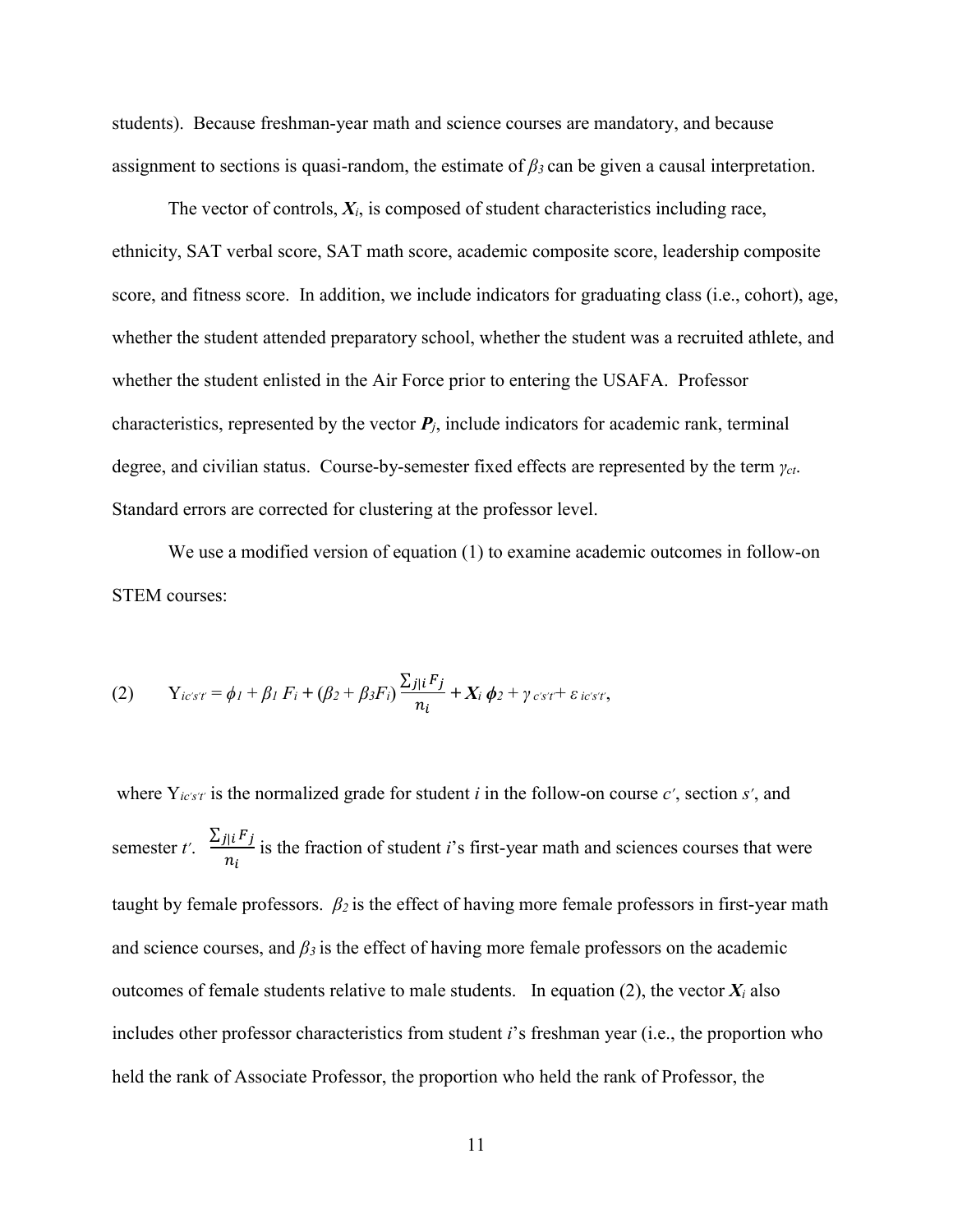students). Because freshman-year math and science courses are mandatory, and because assignment to sections is quasi-random, the estimate of $\beta_3$ can be given a causal interpretation.

The vector of controls, $\boldsymbol{X}_i$, is composed of student characteristics including race, ethnicity, SAT verbal score, SAT math score, academic composite score, leadership composite score, and fitness score. In addition, we include indicators for graduating class (i.e., cohort), age, whether the student attended preparatory school, whether the student was a recruited athlete, and whether the student enlisted in the Air Force prior to entering the USAFA. Professor characteristics, represented by the vector $\boldsymbol{P}_j$, include indicators for academic rank, terminal degree, and civilian status. Course-by-semester fixed effects are represented by the term $\gamma_{ct}$. Standard errors are corrected for clustering at the professor level.

We use a modified version of equation (1) to examine academic outcomes in follow-on STEM courses:

$$(2) \qquad Y_{ic's't'} = \phi_1 + \beta_1 F_i + (\beta_2 + \beta_3 F_i)\frac{\sum_{j|i} F_j}{n_i} + \boldsymbol{X}_i \boldsymbol{\phi}_2 + \gamma_{c's't'} + \varepsilon_{ic's't'},$$

where $Y_{ic's't'}$ is the normalized grade for student $i$ in the follow-on course $c'$, section $s'$, and semester $t'$. $\frac{\sum_{j|i} F_j}{n_i}$ is the fraction of student $i$'s first-year math and sciences courses that were taught by female professors. $\beta_2$ is the effect of having more female professors in first-year math and science courses, and $\beta_3$ is the effect of having more female professors on the academic outcomes of female students relative to male students. In equation (2), the vector $\boldsymbol{X}_i$ also includes other professor characteristics from student $i$'s freshman year (i.e., the proportion who held the rank of Associate Professor, the proportion who held the rank of Professor, the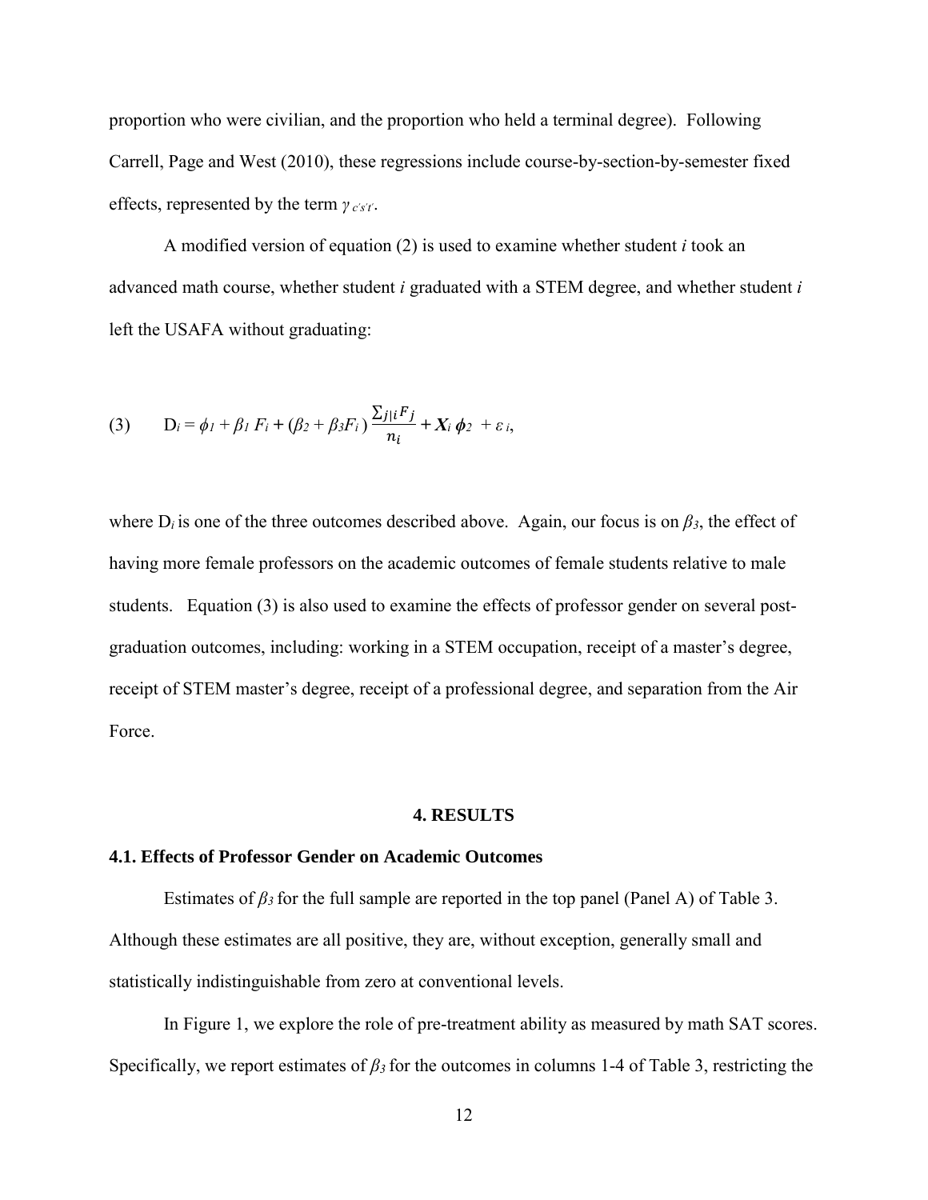proportion who were civilian, and the proportion who held a terminal degree). Following Carrell, Page and West (2010), these regressions include course-by-section-by-semester fixed effects, represented by the term $\gamma_{c's't'}$.

A modified version of equation (2) is used to examine whether student *i* took an advanced math course, whether student *i* graduated with a STEM degree, and whether student *i* left the USAFA without graduating:

$$\text{(3)} \qquad D_i = \phi_1 + \beta_1 F_i + (\beta_2 + \beta_3 F_i)\frac{\sum_{j|i} F_j}{n_i} + \boldsymbol{X}_i \boldsymbol{\phi}_2 + \varepsilon_i,$$

where $D_i$ is one of the three outcomes described above. Again, our focus is on $\beta_3$, the effect of having more female professors on the academic outcomes of female students relative to male students. Equation (3) is also used to examine the effects of professor gender on several post-graduation outcomes, including: working in a STEM occupation, receipt of a master's degree, receipt of STEM master's degree, receipt of a professional degree, and separation from the Air Force.

## 4. RESULTS

### 4.1. Effects of Professor Gender on Academic Outcomes

Estimates of $\beta_3$ for the full sample are reported in the top panel (Panel A) of Table 3. Although these estimates are all positive, they are, without exception, generally small and statistically indistinguishable from zero at conventional levels.

In Figure 1, we explore the role of pre-treatment ability as measured by math SAT scores. Specifically, we report estimates of $\beta_3$ for the outcomes in columns 1-4 of Table 3, restricting the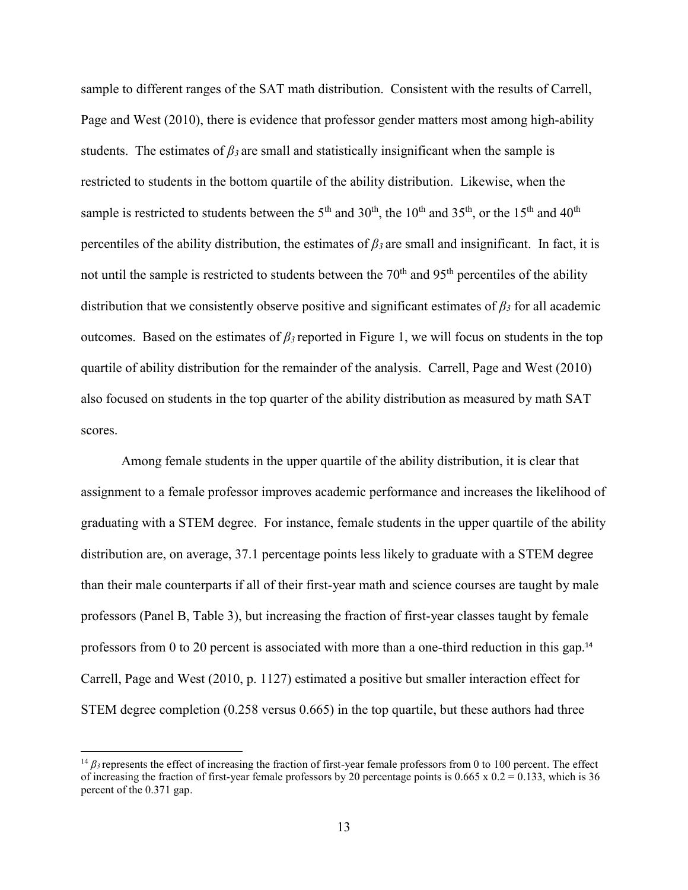sample to different ranges of the SAT math distribution. Consistent with the results of Carrell, Page and West (2010), there is evidence that professor gender matters most among high-ability students. The estimates of $\beta_3$ are small and statistically insignificant when the sample is restricted to students in the bottom quartile of the ability distribution. Likewise, when the sample is restricted to students between the 5th and 30th, the 10th and 35th, or the 15th and 40th percentiles of the ability distribution, the estimates of $\beta_3$ are small and insignificant. In fact, it is not until the sample is restricted to students between the 70th and 95th percentiles of the ability distribution that we consistently observe positive and significant estimates of $\beta_3$ for all academic outcomes. Based on the estimates of $\beta_3$ reported in Figure 1, we will focus on students in the top quartile of ability distribution for the remainder of the analysis. Carrell, Page and West (2010) also focused on students in the top quarter of the ability distribution as measured by math SAT scores.

Among female students in the upper quartile of the ability distribution, it is clear that assignment to a female professor improves academic performance and increases the likelihood of graduating with a STEM degree. For instance, female students in the upper quartile of the ability distribution are, on average, 37.1 percentage points less likely to graduate with a STEM degree than their male counterparts if all of their first-year math and science courses are taught by male professors (Panel B, Table 3), but increasing the fraction of first-year classes taught by female professors from 0 to 20 percent is associated with more than a one-third reduction in this gap.[14] Carrell, Page and West (2010, p. 1127) estimated a positive but smaller interaction effect for STEM degree completion (0.258 versus 0.665) in the top quartile, but these authors had three

---

[14] $\beta_3$ represents the effect of increasing the fraction of first-year female professors from 0 to 100 percent. The effect of increasing the fraction of first-year female professors by 20 percentage points is $0.665 \times 0.2 = 0.133$, which is 36 percent of the 0.371 gap.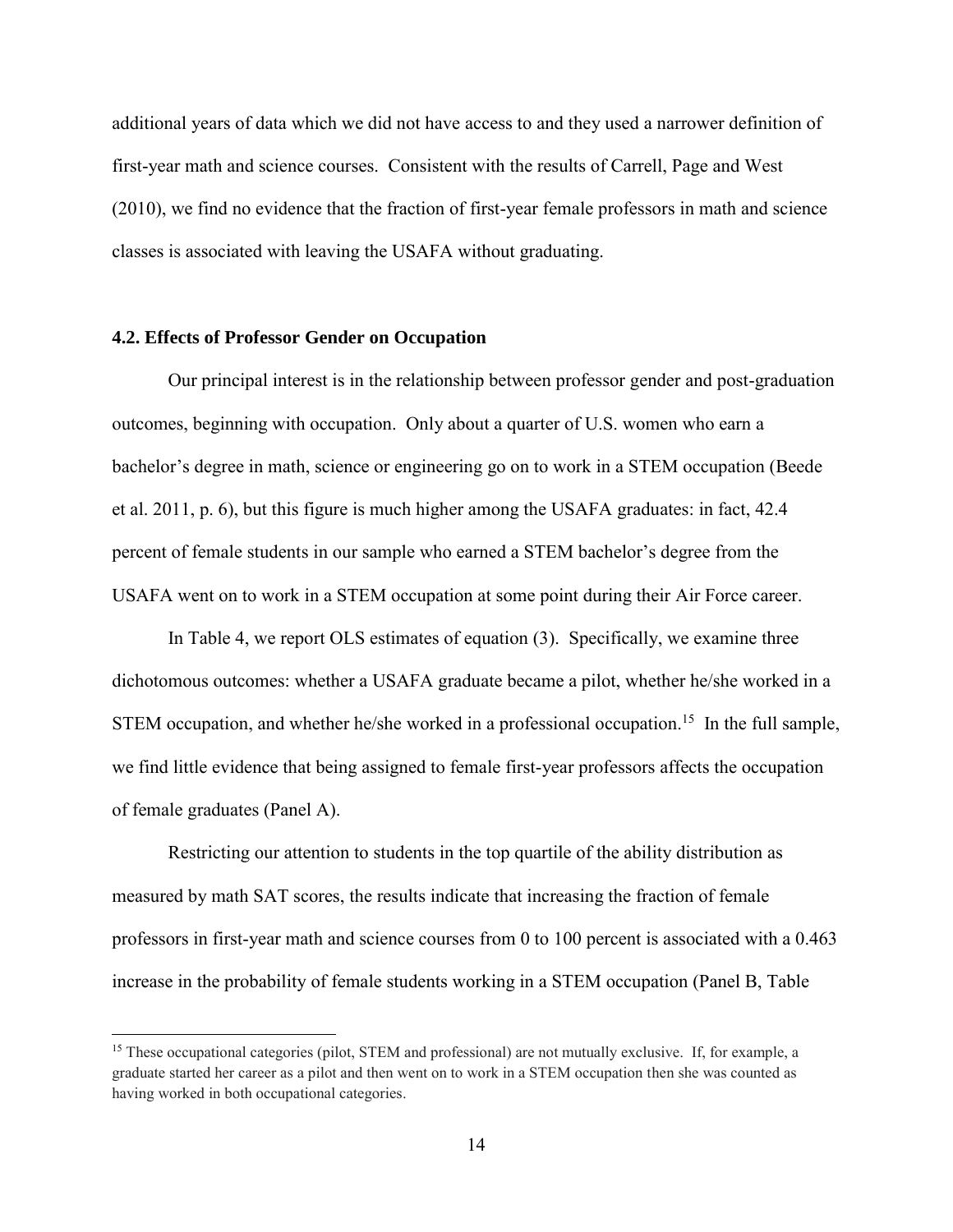additional years of data which we did not have access to and they used a narrower definition of first-year math and science courses. Consistent with the results of Carrell, Page and West (2010), we find no evidence that the fraction of first-year female professors in math and science classes is associated with leaving the USAFA without graduating.

### 4.2. Effects of Professor Gender on Occupation

Our principal interest is in the relationship between professor gender and post-graduation outcomes, beginning with occupation. Only about a quarter of U.S. women who earn a bachelor's degree in math, science or engineering go on to work in a STEM occupation (Beede et al. 2011, p. 6), but this figure is much higher among the USAFA graduates: in fact, 42.4 percent of female students in our sample who earned a STEM bachelor's degree from the USAFA went on to work in a STEM occupation at some point during their Air Force career.

In Table 4, we report OLS estimates of equation (3). Specifically, we examine three dichotomous outcomes: whether a USAFA graduate became a pilot, whether he/she worked in a STEM occupation, and whether he/she worked in a professional occupation.[15] In the full sample, we find little evidence that being assigned to female first-year professors affects the occupation of female graduates (Panel A).

Restricting our attention to students in the top quartile of the ability distribution as measured by math SAT scores, the results indicate that increasing the fraction of female professors in first-year math and science courses from 0 to 100 percent is associated with a 0.463 increase in the probability of female students working in a STEM occupation (Panel B, Table

[15] These occupational categories (pilot, STEM and professional) are not mutually exclusive. If, for example, a graduate started her career as a pilot and then went on to work in a STEM occupation then she was counted as having worked in both occupational categories.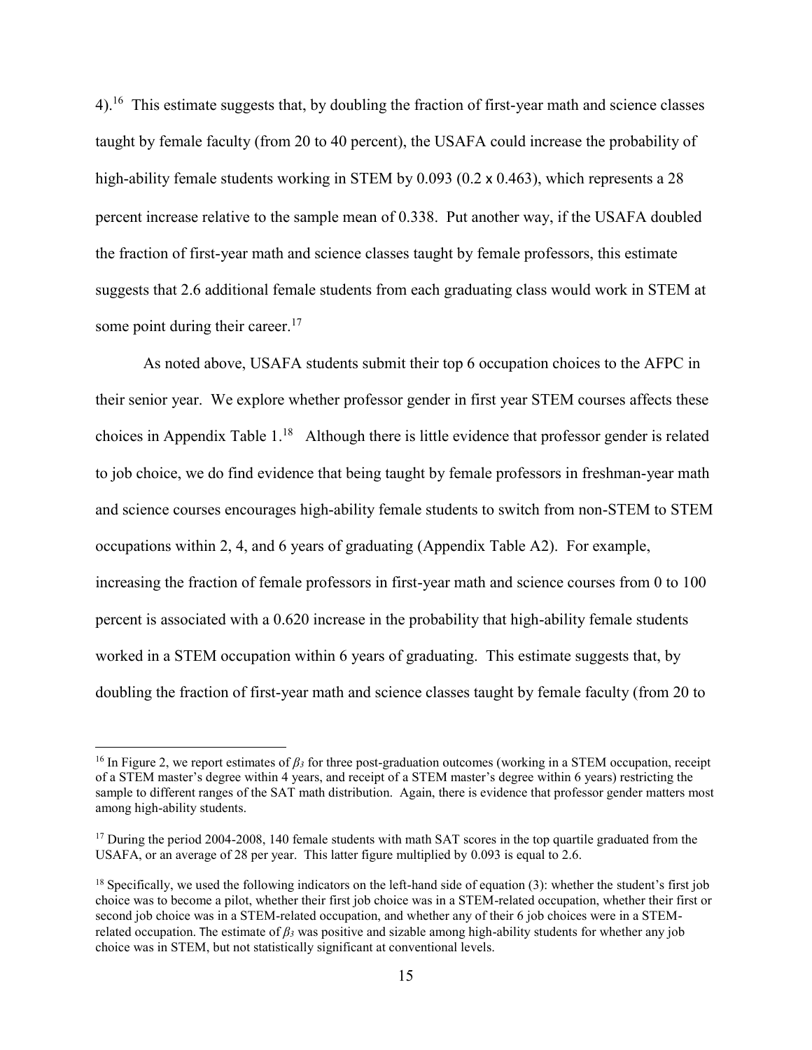4).[16] This estimate suggests that, by doubling the fraction of first-year math and science classes taught by female faculty (from 20 to 40 percent), the USAFA could increase the probability of high-ability female students working in STEM by 0.093 (0.2 x 0.463), which represents a 28 percent increase relative to the sample mean of 0.338. Put another way, if the USAFA doubled the fraction of first-year math and science classes taught by female professors, this estimate suggests that 2.6 additional female students from each graduating class would work in STEM at some point during their career.[17]

As noted above, USAFA students submit their top 6 occupation choices to the AFPC in their senior year. We explore whether professor gender in first year STEM courses affects these choices in Appendix Table 1.[18] Although there is little evidence that professor gender is related to job choice, we do find evidence that being taught by female professors in freshman-year math and science courses encourages high-ability female students to switch from non-STEM to STEM occupations within 2, 4, and 6 years of graduating (Appendix Table A2). For example, increasing the fraction of female professors in first-year math and science courses from 0 to 100 percent is associated with a 0.620 increase in the probability that high-ability female students worked in a STEM occupation within 6 years of graduating. This estimate suggests that, by doubling the fraction of first-year math and science classes taught by female faculty (from 20 to

---

[16] In Figure 2, we report estimates of $\beta_3$ for three post-graduation outcomes (working in a STEM occupation, receipt of a STEM master's degree within 4 years, and receipt of a STEM master's degree within 6 years) restricting the sample to different ranges of the SAT math distribution. Again, there is evidence that professor gender matters most among high-ability students.

[17] During the period 2004-2008, 140 female students with math SAT scores in the top quartile graduated from the USAFA, or an average of 28 per year. This latter figure multiplied by 0.093 is equal to 2.6.

[18] Specifically, we used the following indicators on the left-hand side of equation (3): whether the student's first job choice was to become a pilot, whether their first job choice was in a STEM-related occupation, whether their first or second job choice was in a STEM-related occupation, and whether any of their 6 job choices were in a STEM-related occupation. The estimate of $\beta_3$ was positive and sizable among high-ability students for whether any job choice was in STEM, but not statistically significant at conventional levels.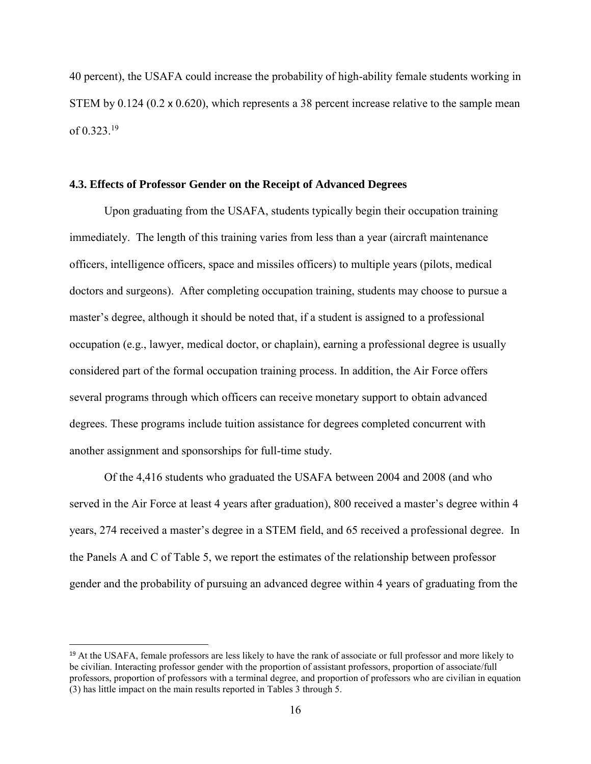40 percent), the USAFA could increase the probability of high-ability female students working in STEM by 0.124 (0.2 x 0.620), which represents a 38 percent increase relative to the sample mean of 0.323.[19]

### 4.3. Effects of Professor Gender on the Receipt of Advanced Degrees

Upon graduating from the USAFA, students typically begin their occupation training immediately. The length of this training varies from less than a year (aircraft maintenance officers, intelligence officers, space and missiles officers) to multiple years (pilots, medical doctors and surgeons). After completing occupation training, students may choose to pursue a master's degree, although it should be noted that, if a student is assigned to a professional occupation (e.g., lawyer, medical doctor, or chaplain), earning a professional degree is usually considered part of the formal occupation training process. In addition, the Air Force offers several programs through which officers can receive monetary support to obtain advanced degrees. These programs include tuition assistance for degrees completed concurrent with another assignment and sponsorships for full-time study.

Of the 4,416 students who graduated the USAFA between 2004 and 2008 (and who served in the Air Force at least 4 years after graduation), 800 received a master's degree within 4 years, 274 received a master's degree in a STEM field, and 65 received a professional degree. In the Panels A and C of Table 5, we report the estimates of the relationship between professor gender and the probability of pursuing an advanced degree within 4 years of graduating from the

[19] At the USAFA, female professors are less likely to have the rank of associate or full professor and more likely to be civilian. Interacting professor gender with the proportion of assistant professors, proportion of associate/full professors, proportion of professors with a terminal degree, and proportion of professors who are civilian in equation (3) has little impact on the main results reported in Tables 3 through 5.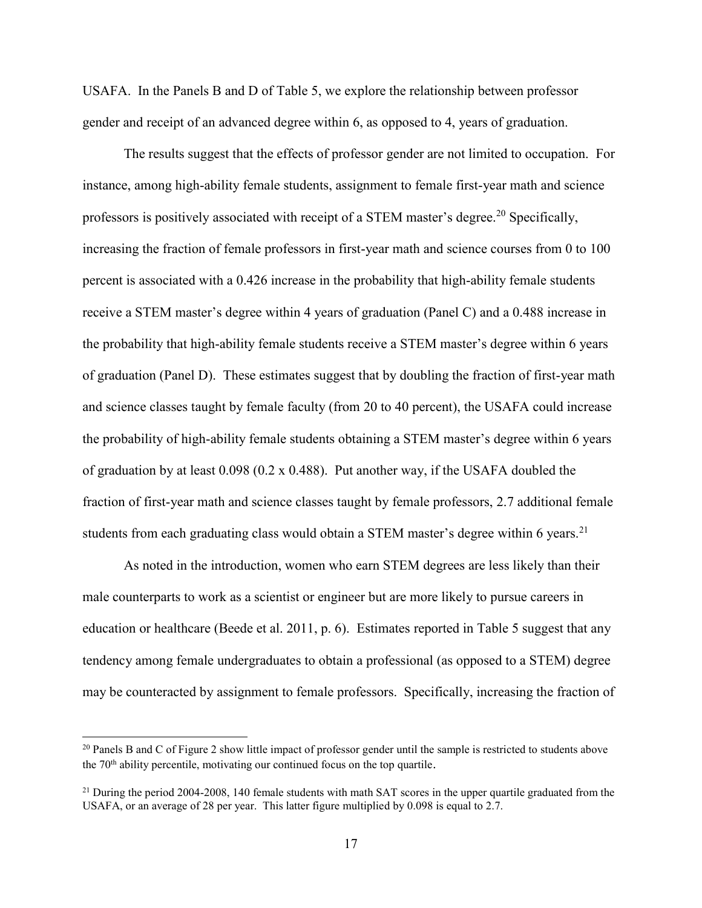USAFA. In the Panels B and D of Table 5, we explore the relationship between professor gender and receipt of an advanced degree within 6, as opposed to 4, years of graduation.

The results suggest that the effects of professor gender are not limited to occupation. For instance, among high-ability female students, assignment to female first-year math and science professors is positively associated with receipt of a STEM master's degree.[20] Specifically, increasing the fraction of female professors in first-year math and science courses from 0 to 100 percent is associated with a 0.426 increase in the probability that high-ability female students receive a STEM master's degree within 4 years of graduation (Panel C) and a 0.488 increase in the probability that high-ability female students receive a STEM master's degree within 6 years of graduation (Panel D). These estimates suggest that by doubling the fraction of first-year math and science classes taught by female faculty (from 20 to 40 percent), the USAFA could increase the probability of high-ability female students obtaining a STEM master's degree within 6 years of graduation by at least 0.098 (0.2 x 0.488). Put another way, if the USAFA doubled the fraction of first-year math and science classes taught by female professors, 2.7 additional female students from each graduating class would obtain a STEM master's degree within 6 years.[21]

As noted in the introduction, women who earn STEM degrees are less likely than their male counterparts to work as a scientist or engineer but are more likely to pursue careers in education or healthcare (Beede et al. 2011, p. 6). Estimates reported in Table 5 suggest that any tendency among female undergraduates to obtain a professional (as opposed to a STEM) degree may be counteracted by assignment to female professors. Specifically, increasing the fraction of

[20] Panels B and C of Figure 2 show little impact of professor gender until the sample is restricted to students above the 70th ability percentile, motivating our continued focus on the top quartile.

[21] During the period 2004-2008, 140 female students with math SAT scores in the upper quartile graduated from the USAFA, or an average of 28 per year. This latter figure multiplied by 0.098 is equal to 2.7.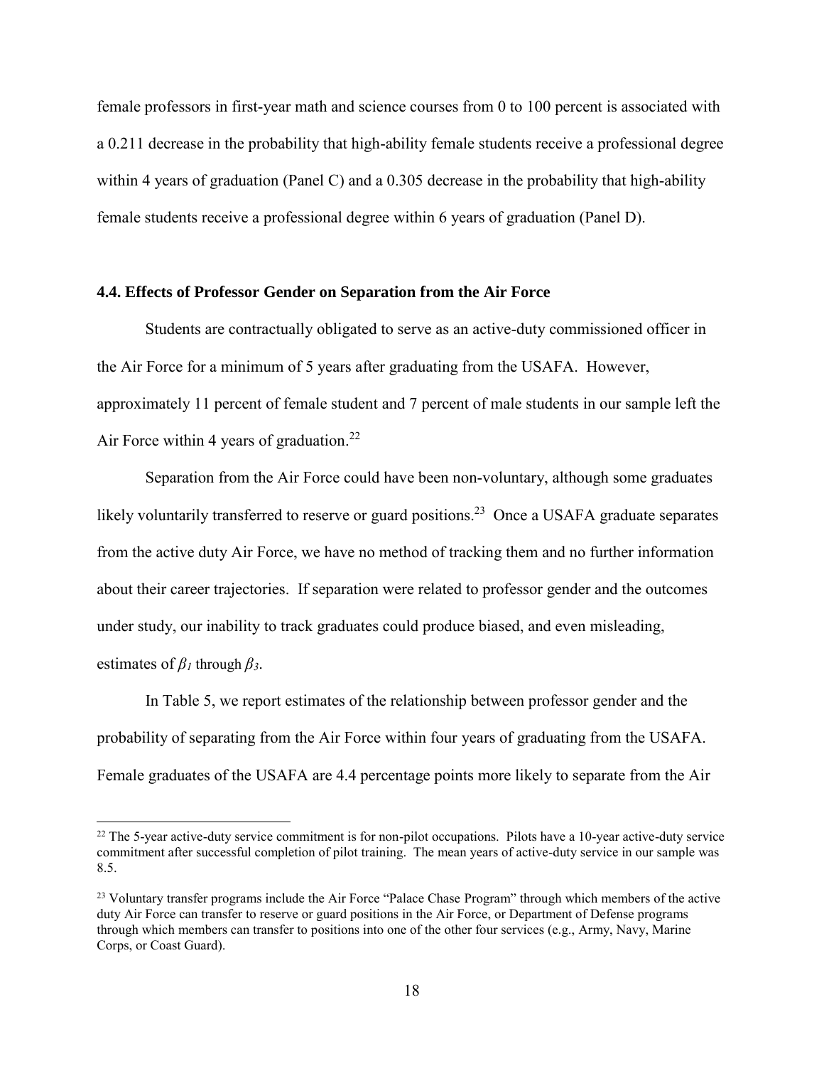female professors in first-year math and science courses from 0 to 100 percent is associated with a 0.211 decrease in the probability that high-ability female students receive a professional degree within 4 years of graduation (Panel C) and a 0.305 decrease in the probability that high-ability female students receive a professional degree within 6 years of graduation (Panel D).

### 4.4. Effects of Professor Gender on Separation from the Air Force

Students are contractually obligated to serve as an active-duty commissioned officer in the Air Force for a minimum of 5 years after graduating from the USAFA. However, approximately 11 percent of female student and 7 percent of male students in our sample left the Air Force within 4 years of graduation.[22]

Separation from the Air Force could have been non-voluntary, although some graduates likely voluntarily transferred to reserve or guard positions.[23] Once a USAFA graduate separates from the active duty Air Force, we have no method of tracking them and no further information about their career trajectories. If separation were related to professor gender and the outcomes under study, our inability to track graduates could produce biased, and even misleading, estimates of $\beta_1$ through $\beta_3$.

In Table 5, we report estimates of the relationship between professor gender and the probability of separating from the Air Force within four years of graduating from the USAFA. Female graduates of the USAFA are 4.4 percentage points more likely to separate from the Air

[22] The 5-year active-duty service commitment is for non-pilot occupations. Pilots have a 10-year active-duty service commitment after successful completion of pilot training. The mean years of active-duty service in our sample was 8.5.

[23] Voluntary transfer programs include the Air Force "Palace Chase Program" through which members of the active duty Air Force can transfer to reserve or guard positions in the Air Force, or Department of Defense programs through which members can transfer to positions into one of the other four services (e.g., Army, Navy, Marine Corps, or Coast Guard).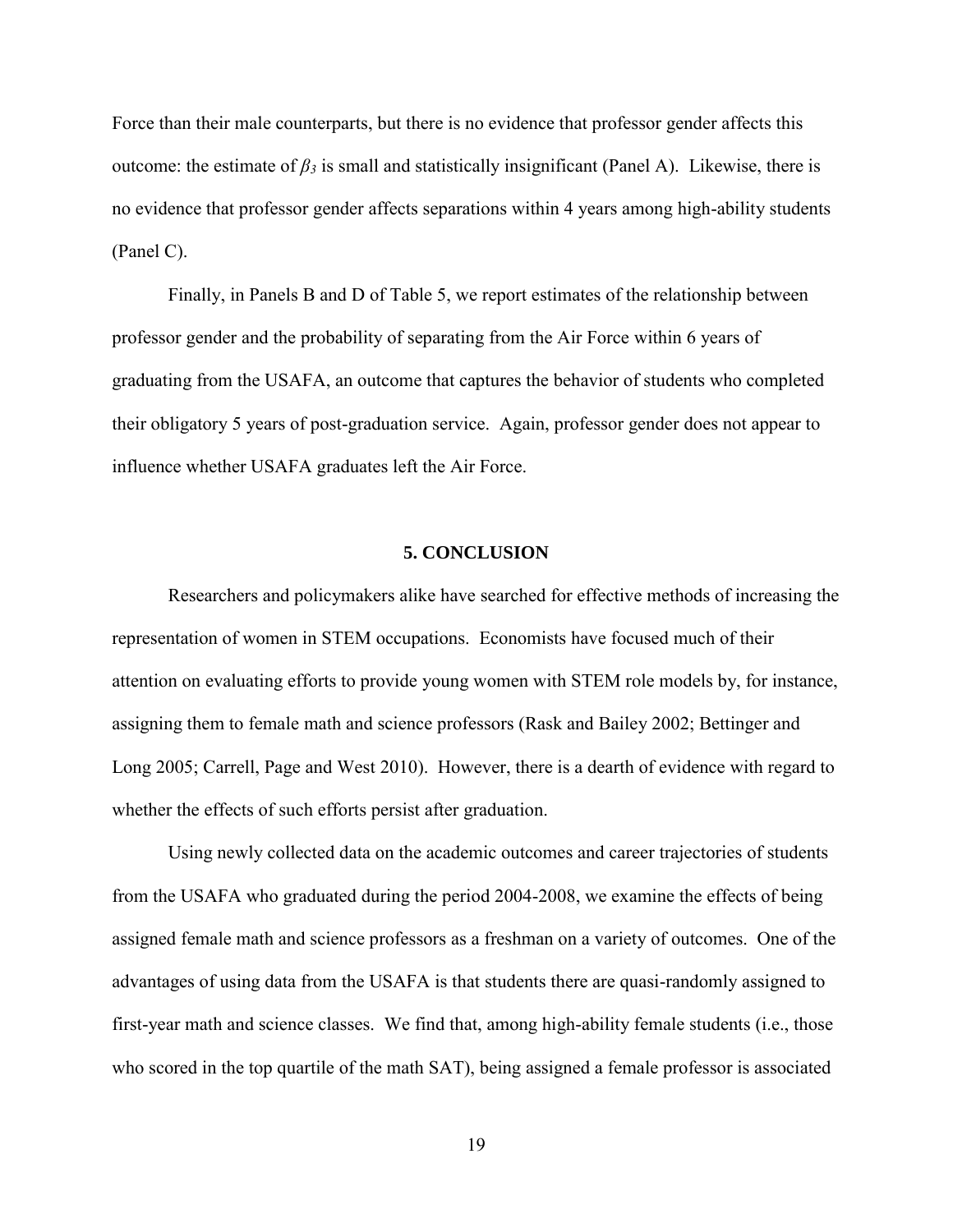Force than their male counterparts, but there is no evidence that professor gender affects this outcome: the estimate of $\beta_3$ is small and statistically insignificant (Panel A). Likewise, there is no evidence that professor gender affects separations within 4 years among high-ability students (Panel C).

Finally, in Panels B and D of Table 5, we report estimates of the relationship between professor gender and the probability of separating from the Air Force within 6 years of graduating from the USAFA, an outcome that captures the behavior of students who completed their obligatory 5 years of post-graduation service. Again, professor gender does not appear to influence whether USAFA graduates left the Air Force.

## 5. CONCLUSION

Researchers and policymakers alike have searched for effective methods of increasing the representation of women in STEM occupations. Economists have focused much of their attention on evaluating efforts to provide young women with STEM role models by, for instance, assigning them to female math and science professors (Rask and Bailey 2002; Bettinger and Long 2005; Carrell, Page and West 2010). However, there is a dearth of evidence with regard to whether the effects of such efforts persist after graduation.

Using newly collected data on the academic outcomes and career trajectories of students from the USAFA who graduated during the period 2004-2008, we examine the effects of being assigned female math and science professors as a freshman on a variety of outcomes. One of the advantages of using data from the USAFA is that students there are quasi-randomly assigned to first-year math and science classes. We find that, among high-ability female students (i.e., those who scored in the top quartile of the math SAT), being assigned a female professor is associated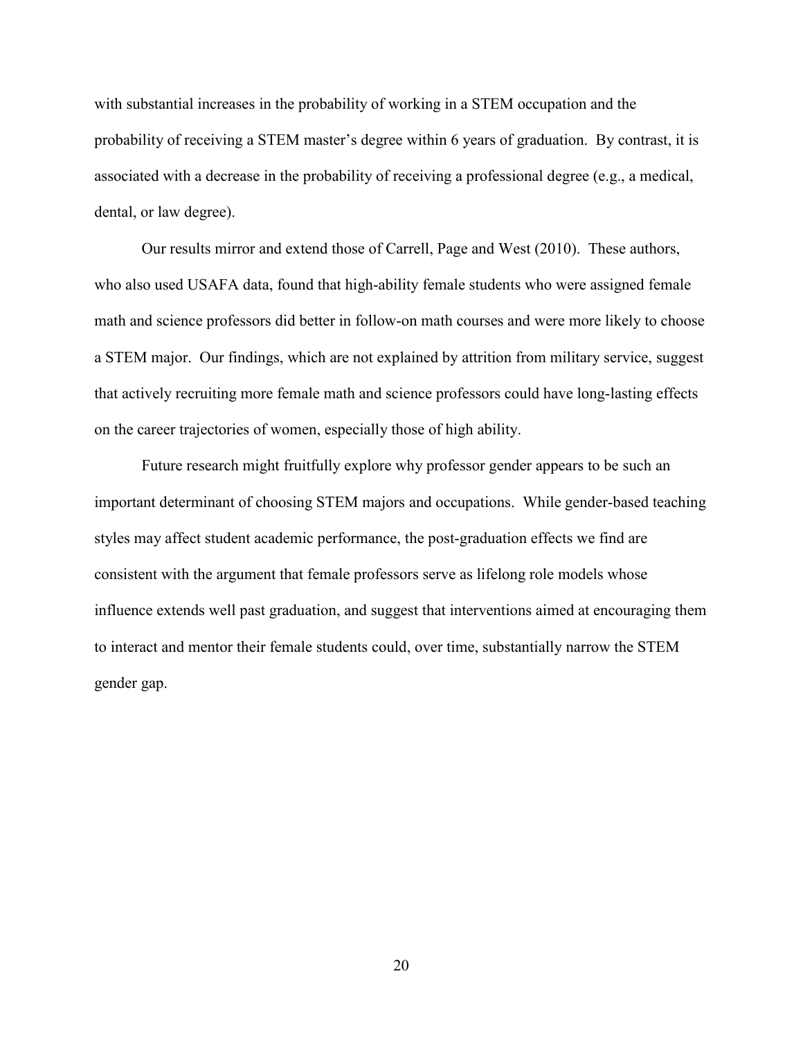with substantial increases in the probability of working in a STEM occupation and the probability of receiving a STEM master's degree within 6 years of graduation. By contrast, it is associated with a decrease in the probability of receiving a professional degree (e.g., a medical, dental, or law degree).

Our results mirror and extend those of Carrell, Page and West (2010). These authors, who also used USAFA data, found that high-ability female students who were assigned female math and science professors did better in follow-on math courses and were more likely to choose a STEM major. Our findings, which are not explained by attrition from military service, suggest that actively recruiting more female math and science professors could have long-lasting effects on the career trajectories of women, especially those of high ability.

Future research might fruitfully explore why professor gender appears to be such an important determinant of choosing STEM majors and occupations. While gender-based teaching styles may affect student academic performance, the post-graduation effects we find are consistent with the argument that female professors serve as lifelong role models whose influence extends well past graduation, and suggest that interventions aimed at encouraging them to interact and mentor their female students could, over time, substantially narrow the STEM gender gap.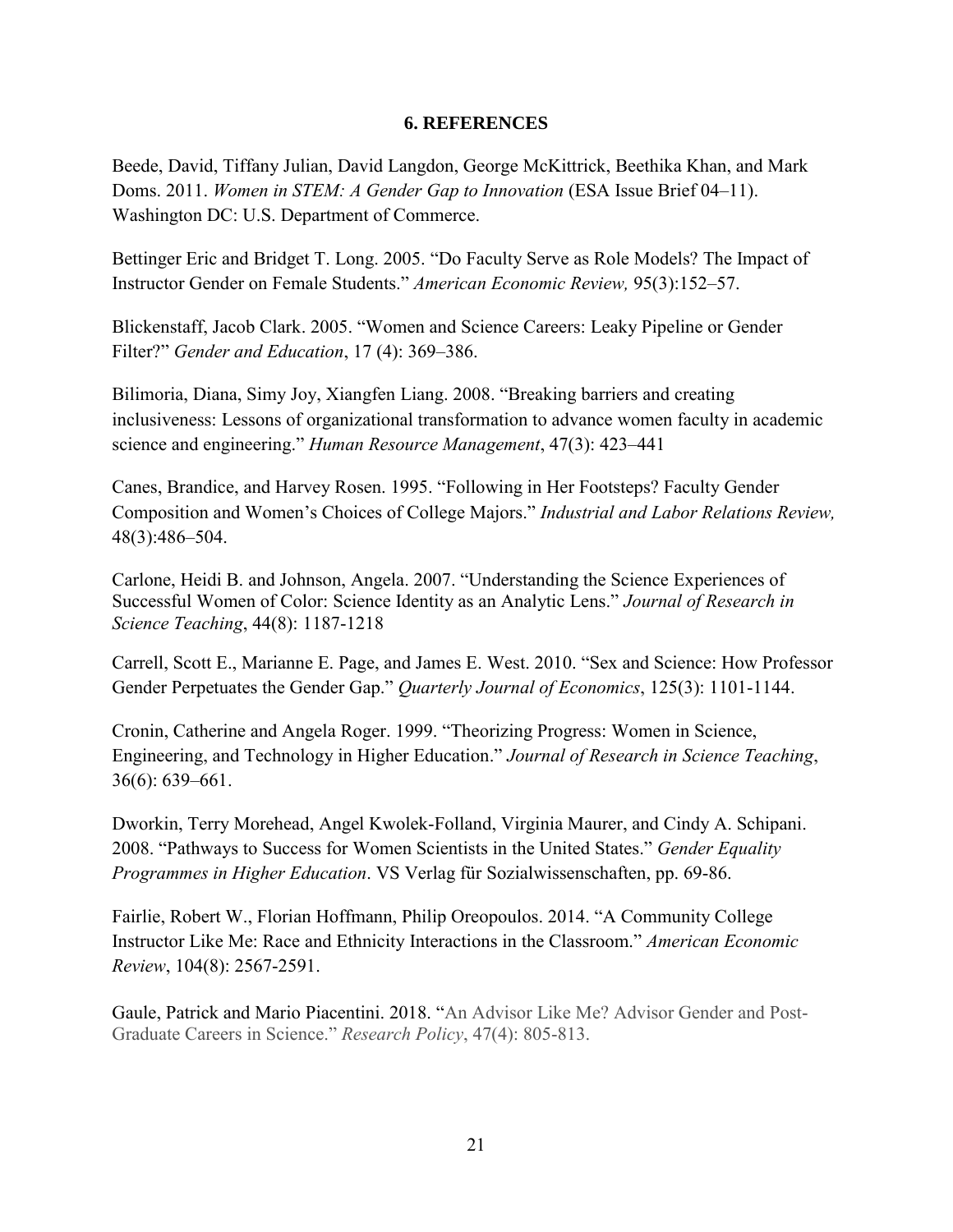## 6. REFERENCES

Beede, David, Tiffany Julian, David Langdon, George McKittrick, Beethika Khan, and Mark Doms. 2011. *Women in STEM: A Gender Gap to Innovation* (ESA Issue Brief 04–11). Washington DC: U.S. Department of Commerce.

Bettinger Eric and Bridget T. Long. 2005. "Do Faculty Serve as Role Models? The Impact of Instructor Gender on Female Students." *American Economic Review,* 95(3):152–57.

Blickenstaff, Jacob Clark. 2005. "Women and Science Careers: Leaky Pipeline or Gender Filter?" *Gender and Education*, 17 (4): 369–386.

Bilimoria, Diana, Simy Joy, Xiangfen Liang. 2008. "Breaking barriers and creating inclusiveness: Lessons of organizational transformation to advance women faculty in academic science and engineering." *Human Resource Management*, 47(3): 423–441

Canes, Brandice, and Harvey Rosen. 1995. "Following in Her Footsteps? Faculty Gender Composition and Women's Choices of College Majors." *Industrial and Labor Relations Review,* 48(3):486–504.

Carlone, Heidi B. and Johnson, Angela. 2007. "Understanding the Science Experiences of Successful Women of Color: Science Identity as an Analytic Lens." *Journal of Research in Science Teaching*, 44(8): 1187-1218

Carrell, Scott E., Marianne E. Page, and James E. West. 2010. "Sex and Science: How Professor Gender Perpetuates the Gender Gap." *Quarterly Journal of Economics*, 125(3): 1101-1144.

Cronin, Catherine and Angela Roger. 1999. "Theorizing Progress: Women in Science, Engineering, and Technology in Higher Education." *Journal of Research in Science Teaching*, 36(6): 639–661.

Dworkin, Terry Morehead, Angel Kwolek-Folland, Virginia Maurer, and Cindy A. Schipani. 2008. "Pathways to Success for Women Scientists in the United States." *Gender Equality Programmes in Higher Education*. VS Verlag für Sozialwissenschaften, pp. 69-86.

Fairlie, Robert W., Florian Hoffmann, Philip Oreopoulos. 2014. "A Community College Instructor Like Me: Race and Ethnicity Interactions in the Classroom." *American Economic Review*, 104(8): 2567-2591.

Gaule, Patrick and Mario Piacentini. 2018. "An Advisor Like Me? Advisor Gender and Post-Graduate Careers in Science." *Research Policy*, 47(4): 805-813.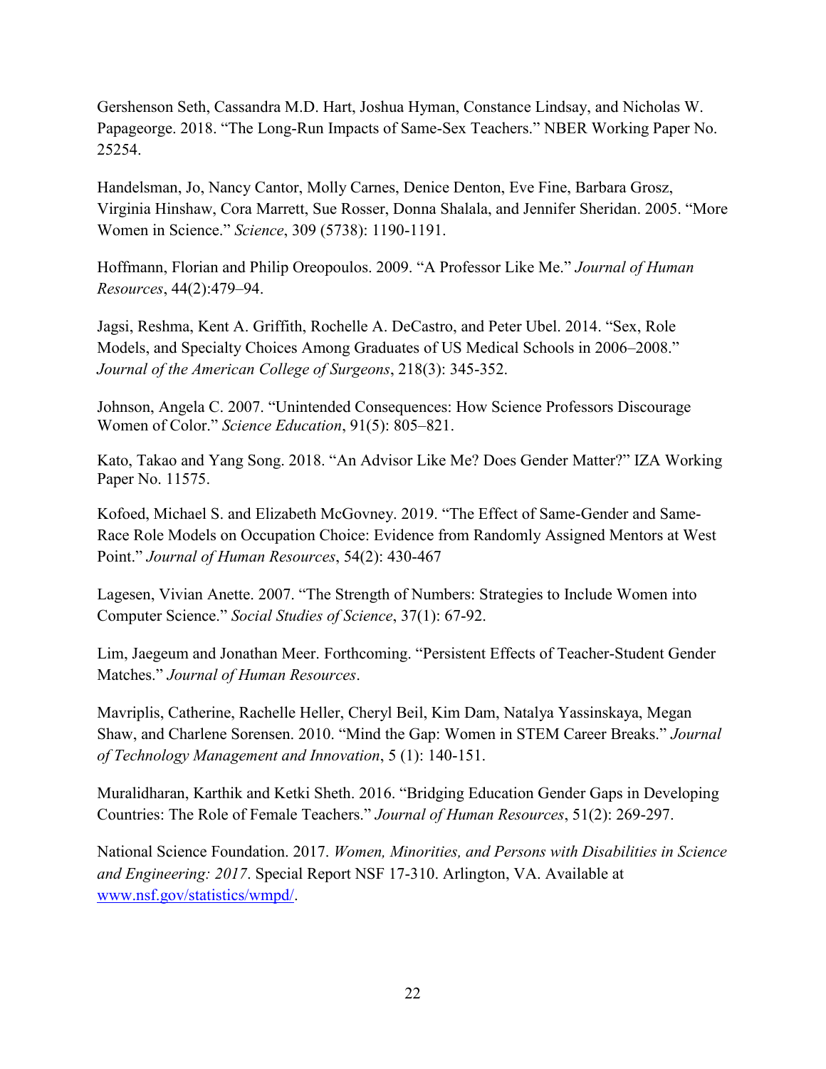Gershenson Seth, Cassandra M.D. Hart, Joshua Hyman, Constance Lindsay, and Nicholas W. Papageorge. 2018. "The Long-Run Impacts of Same-Sex Teachers." NBER Working Paper No. 25254.

Handelsman, Jo, Nancy Cantor, Molly Carnes, Denice Denton, Eve Fine, Barbara Grosz, Virginia Hinshaw, Cora Marrett, Sue Rosser, Donna Shalala, and Jennifer Sheridan. 2005. "More Women in Science." *Science*, 309 (5738): 1190-1191.

Hoffmann, Florian and Philip Oreopoulos. 2009. "A Professor Like Me." *Journal of Human Resources*, 44(2):479–94.

Jagsi, Reshma, Kent A. Griffith, Rochelle A. DeCastro, and Peter Ubel. 2014. "Sex, Role Models, and Specialty Choices Among Graduates of US Medical Schools in 2006–2008." *Journal of the American College of Surgeons*, 218(3): 345-352.

Johnson, Angela C. 2007. "Unintended Consequences: How Science Professors Discourage Women of Color." *Science Education*, 91(5): 805–821.

Kato, Takao and Yang Song. 2018. "An Advisor Like Me? Does Gender Matter?" IZA Working Paper No. 11575.

Kofoed, Michael S. and Elizabeth McGovney. 2019. "The Effect of Same-Gender and Same-Race Role Models on Occupation Choice: Evidence from Randomly Assigned Mentors at West Point." *Journal of Human Resources*, 54(2): 430-467

Lagesen, Vivian Anette. 2007. "The Strength of Numbers: Strategies to Include Women into Computer Science." *Social Studies of Science*, 37(1): 67-92.

Lim, Jaegeum and Jonathan Meer. Forthcoming. "Persistent Effects of Teacher-Student Gender Matches." *Journal of Human Resources*.

Mavriplis, Catherine, Rachelle Heller, Cheryl Beil, Kim Dam, Natalya Yassinskaya, Megan Shaw, and Charlene Sorensen. 2010. "Mind the Gap: Women in STEM Career Breaks." *Journal of Technology Management and Innovation*, 5 (1): 140-151.

Muralidharan, Karthik and Ketki Sheth. 2016. "Bridging Education Gender Gaps in Developing Countries: The Role of Female Teachers." *Journal of Human Resources*, 51(2): 269-297.

National Science Foundation. 2017. *Women, Minorities, and Persons with Disabilities in Science and Engineering: 2017*. Special Report NSF 17-310. Arlington, VA. Available at www.nsf.gov/statistics/wmpd/.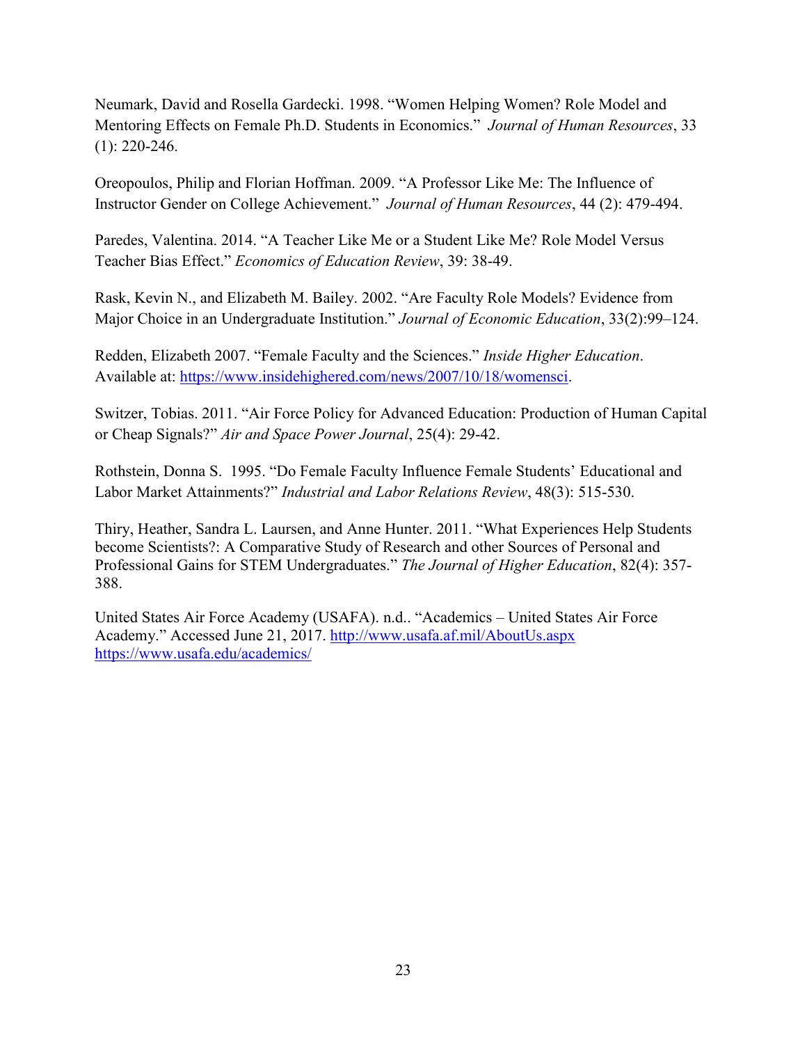Neumark, David and Rosella Gardecki. 1998. "Women Helping Women? Role Model and Mentoring Effects on Female Ph.D. Students in Economics." *Journal of Human Resources*, 33 (1): 220-246.

Oreopoulos, Philip and Florian Hoffman. 2009. "A Professor Like Me: The Influence of Instructor Gender on College Achievement." *Journal of Human Resources*, 44 (2): 479-494.

Paredes, Valentina. 2014. "A Teacher Like Me or a Student Like Me? Role Model Versus Teacher Bias Effect." *Economics of Education Review*, 39: 38-49.

Rask, Kevin N., and Elizabeth M. Bailey. 2002. "Are Faculty Role Models? Evidence from Major Choice in an Undergraduate Institution." *Journal of Economic Education*, 33(2):99–124.

Redden, Elizabeth 2007. "Female Faculty and the Sciences." *Inside Higher Education*. Available at: https://www.insidehighered.com/news/2007/10/18/womensci.

Switzer, Tobias. 2011. "Air Force Policy for Advanced Education: Production of Human Capital or Cheap Signals?" *Air and Space Power Journal*, 25(4): 29-42.

Rothstein, Donna S. 1995. "Do Female Faculty Influence Female Students' Educational and Labor Market Attainments?" *Industrial and Labor Relations Review*, 48(3): 515-530.

Thiry, Heather, Sandra L. Laursen, and Anne Hunter. 2011. "What Experiences Help Students become Scientists?: A Comparative Study of Research and other Sources of Personal and Professional Gains for STEM Undergraduates." *The Journal of Higher Education*, 82(4): 357-388.

United States Air Force Academy (USAFA). n.d.. "Academics – United States Air Force Academy." Accessed June 21, 2017. http://www.usafa.af.mil/AboutUs.aspx https://www.usafa.edu/academics/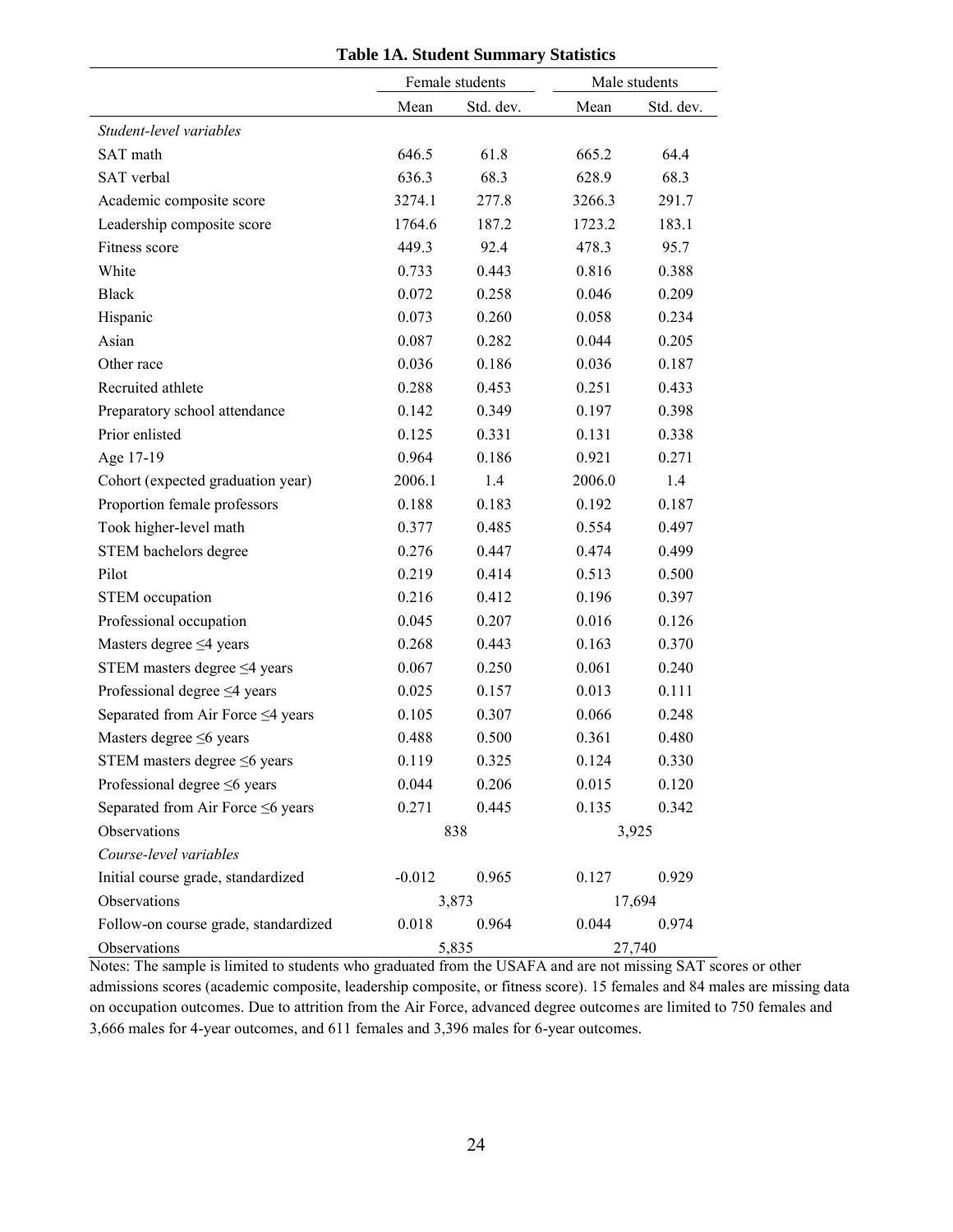**Table 1A. Student Summary Statistics**

| | Female students | | Male students | |
|---|---|---|---|---|
| | Mean | Std. dev. | Mean | Std. dev. |
| *Student-level variables* | | | | |
| SAT math | 646.5 | 61.8 | 665.2 | 64.4 |
| SAT verbal | 636.3 | 68.3 | 628.9 | 68.3 |
| Academic composite score | 3274.1 | 277.8 | 3266.3 | 291.7 |
| Leadership composite score | 1764.6 | 187.2 | 1723.2 | 183.1 |
| Fitness score | 449.3 | 92.4 | 478.3 | 95.7 |
| White | 0.733 | 0.443 | 0.816 | 0.388 |
| Black | 0.072 | 0.258 | 0.046 | 0.209 |
| Hispanic | 0.073 | 0.260 | 0.058 | 0.234 |
| Asian | 0.087 | 0.282 | 0.044 | 0.205 |
| Other race | 0.036 | 0.186 | 0.036 | 0.187 |
| Recruited athlete | 0.288 | 0.453 | 0.251 | 0.433 |
| Preparatory school attendance | 0.142 | 0.349 | 0.197 | 0.398 |
| Prior enlisted | 0.125 | 0.331 | 0.131 | 0.338 |
| Age 17-19 | 0.964 | 0.186 | 0.921 | 0.271 |
| Cohort (expected graduation year) | 2006.1 | 1.4 | 2006.0 | 1.4 |
| Proportion female professors | 0.188 | 0.183 | 0.192 | 0.187 |
| Took higher-level math | 0.377 | 0.485 | 0.554 | 0.497 |
| STEM bachelors degree | 0.276 | 0.447 | 0.474 | 0.499 |
| Pilot | 0.219 | 0.414 | 0.513 | 0.500 |
| STEM occupation | 0.216 | 0.412 | 0.196 | 0.397 |
| Professional occupation | 0.045 | 0.207 | 0.016 | 0.126 |
| Masters degree ≤4 years | 0.268 | 0.443 | 0.163 | 0.370 |
| STEM masters degree ≤4 years | 0.067 | 0.250 | 0.061 | 0.240 |
| Professional degree ≤4 years | 0.025 | 0.157 | 0.013 | 0.111 |
| Separated from Air Force ≤4 years | 0.105 | 0.307 | 0.066 | 0.248 |
| Masters degree ≤6 years | 0.488 | 0.500 | 0.361 | 0.480 |
| STEM masters degree ≤6 years | 0.119 | 0.325 | 0.124 | 0.330 |
| Professional degree ≤6 years | 0.044 | 0.206 | 0.015 | 0.120 |
| Separated from Air Force ≤6 years | 0.271 | 0.445 | 0.135 | 0.342 |
| Observations | 838 | | 3,925 | |
| *Course-level variables* | | | | |
| Initial course grade, standardized | -0.012 | 0.965 | 0.127 | 0.929 |
| Observations | 3,873 | | 17,694 | |
| Follow-on course grade, standardized | 0.018 | 0.964 | 0.044 | 0.974 |
| Observations | 5,835 | | 27,740 | |

Notes: The sample is limited to students who graduated from the USAFA and are not missing SAT scores or other admissions scores (academic composite, leadership composite, or fitness score). 15 females and 84 males are missing data on occupation outcomes. Due to attrition from the Air Force, advanced degree outcomes are limited to 750 females and 3,666 males for 4-year outcomes, and 611 females and 3,396 males for 6-year outcomes.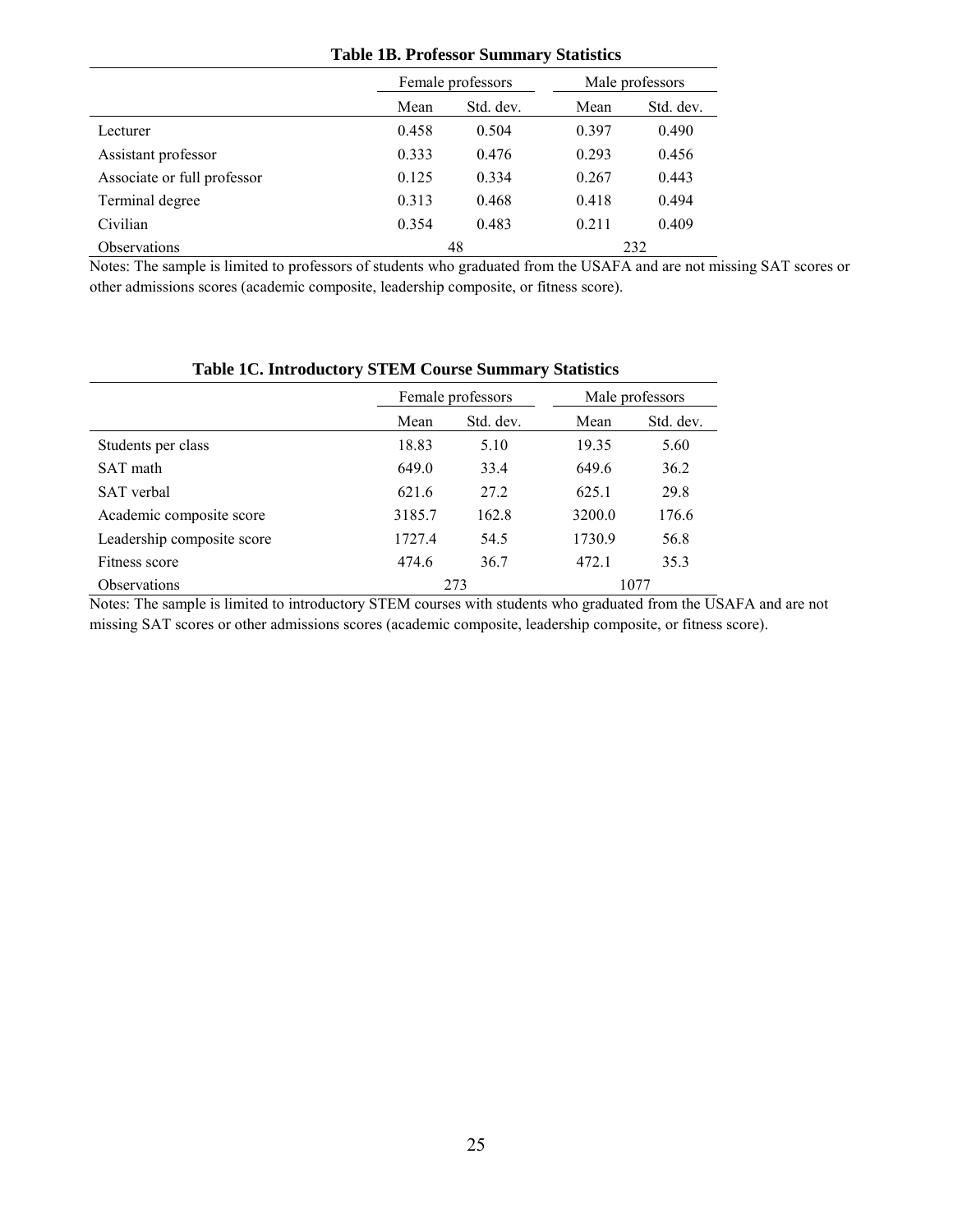**Table 1B. Professor Summary Statistics**

| | Female professors | | Male professors | |
|---|---|---|---|---|
| | Mean | Std. dev. | Mean | Std. dev. |
| Lecturer | 0.458 | 0.504 | 0.397 | 0.490 |
| Assistant professor | 0.333 | 0.476 | 0.293 | 0.456 |
| Associate or full professor | 0.125 | 0.334 | 0.267 | 0.443 |
| Terminal degree | 0.313 | 0.468 | 0.418 | 0.494 |
| Civilian | 0.354 | 0.483 | 0.211 | 0.409 |
| Observations | 48 | | 232 | |

Notes: The sample is limited to professors of students who graduated from the USAFA and are not missing SAT scores or other admissions scores (academic composite, leadership composite, or fitness score).

**Table 1C. Introductory STEM Course Summary Statistics**

| | Female professors | | Male professors | |
|---|---|---|---|---|
| | Mean | Std. dev. | Mean | Std. dev. |
| Students per class | 18.83 | 5.10 | 19.35 | 5.60 |
| SAT math | 649.0 | 33.4 | 649.6 | 36.2 |
| SAT verbal | 621.6 | 27.2 | 625.1 | 29.8 |
| Academic composite score | 3185.7 | 162.8 | 3200.0 | 176.6 |
| Leadership composite score | 1727.4 | 54.5 | 1730.9 | 56.8 |
| Fitness score | 474.6 | 36.7 | 472.1 | 35.3 |
| Observations | 273 | | 1077 | |

Notes: The sample is limited to introductory STEM courses with students who graduated from the USAFA and are not missing SAT scores or other admissions scores (academic composite, leadership composite, or fitness score).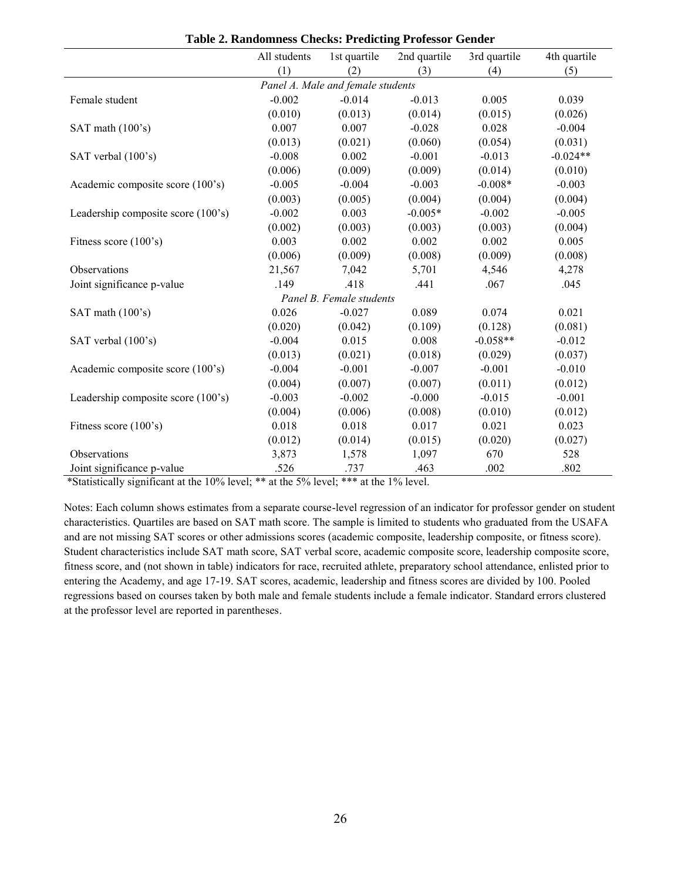**Table 2. Randomness Checks: Predicting Professor Gender**

| | All students | 1st quartile | 2nd quartile | 3rd quartile | 4th quartile |
|---|---|---|---|---|---|
| | (1) | (2) | (3) | (4) | (5) |
| *Panel A. Male and female students* | | | | | |
| Female student | -0.002 | -0.014 | -0.013 | 0.005 | 0.039 |
| | (0.010) | (0.013) | (0.014) | (0.015) | (0.026) |
| SAT math (100's) | 0.007 | 0.007 | -0.028 | 0.028 | -0.004 |
| | (0.013) | (0.021) | (0.060) | (0.054) | (0.031) |
| SAT verbal (100's) | -0.008 | 0.002 | -0.001 | -0.013 | -0.024** |
| | (0.006) | (0.009) | (0.009) | (0.014) | (0.010) |
| Academic composite score (100's) | -0.005 | -0.004 | -0.003 | -0.008* | -0.003 |
| | (0.003) | (0.005) | (0.004) | (0.004) | (0.004) |
| Leadership composite score (100's) | -0.002 | 0.003 | -0.005* | -0.002 | -0.005 |
| | (0.002) | (0.003) | (0.003) | (0.003) | (0.004) |
| Fitness score (100's) | 0.003 | 0.002 | 0.002 | 0.002 | 0.005 |
| | (0.006) | (0.009) | (0.008) | (0.009) | (0.008) |
| Observations | 21,567 | 7,042 | 5,701 | 4,546 | 4,278 |
| Joint significance p-value | .149 | .418 | .441 | .067 | .045 |
| *Panel B. Female students* | | | | | |
| SAT math (100's) | 0.026 | -0.027 | 0.089 | 0.074 | 0.021 |
| | (0.020) | (0.042) | (0.109) | (0.128) | (0.081) |
| SAT verbal (100's) | -0.004 | 0.015 | 0.008 | -0.058** | -0.012 |
| | (0.013) | (0.021) | (0.018) | (0.029) | (0.037) |
| Academic composite score (100's) | -0.004 | -0.001 | -0.007 | -0.001 | -0.010 |
| | (0.004) | (0.007) | (0.007) | (0.011) | (0.012) |
| Leadership composite score (100's) | -0.003 | -0.002 | -0.000 | -0.015 | -0.001 |
| | (0.004) | (0.006) | (0.008) | (0.010) | (0.012) |
| Fitness score (100's) | 0.018 | 0.018 | 0.017 | 0.021 | 0.023 |
| | (0.012) | (0.014) | (0.015) | (0.020) | (0.027) |
| Observations | 3,873 | 1,578 | 1,097 | 670 | 528 |
| Joint significance p-value | .526 | .737 | .463 | .002 | .802 |

*Statistically significant at the 10% level; ** at the 5% level; *** at the 1% level.

Notes: Each column shows estimates from a separate course-level regression of an indicator for professor gender on student characteristics. Quartiles are based on SAT math score. The sample is limited to students who graduated from the USAFA and are not missing SAT scores or other admissions scores (academic composite, leadership composite, or fitness score). Student characteristics include SAT math score, SAT verbal score, academic composite score, leadership composite score, fitness score, and (not shown in table) indicators for race, recruited athlete, preparatory school attendance, enlisted prior to entering the Academy, and age 17-19. SAT scores, academic, leadership and fitness scores are divided by 100. Pooled regressions based on courses taken by both male and female students include a female indicator. Standard errors clustered at the professor level are reported in parentheses.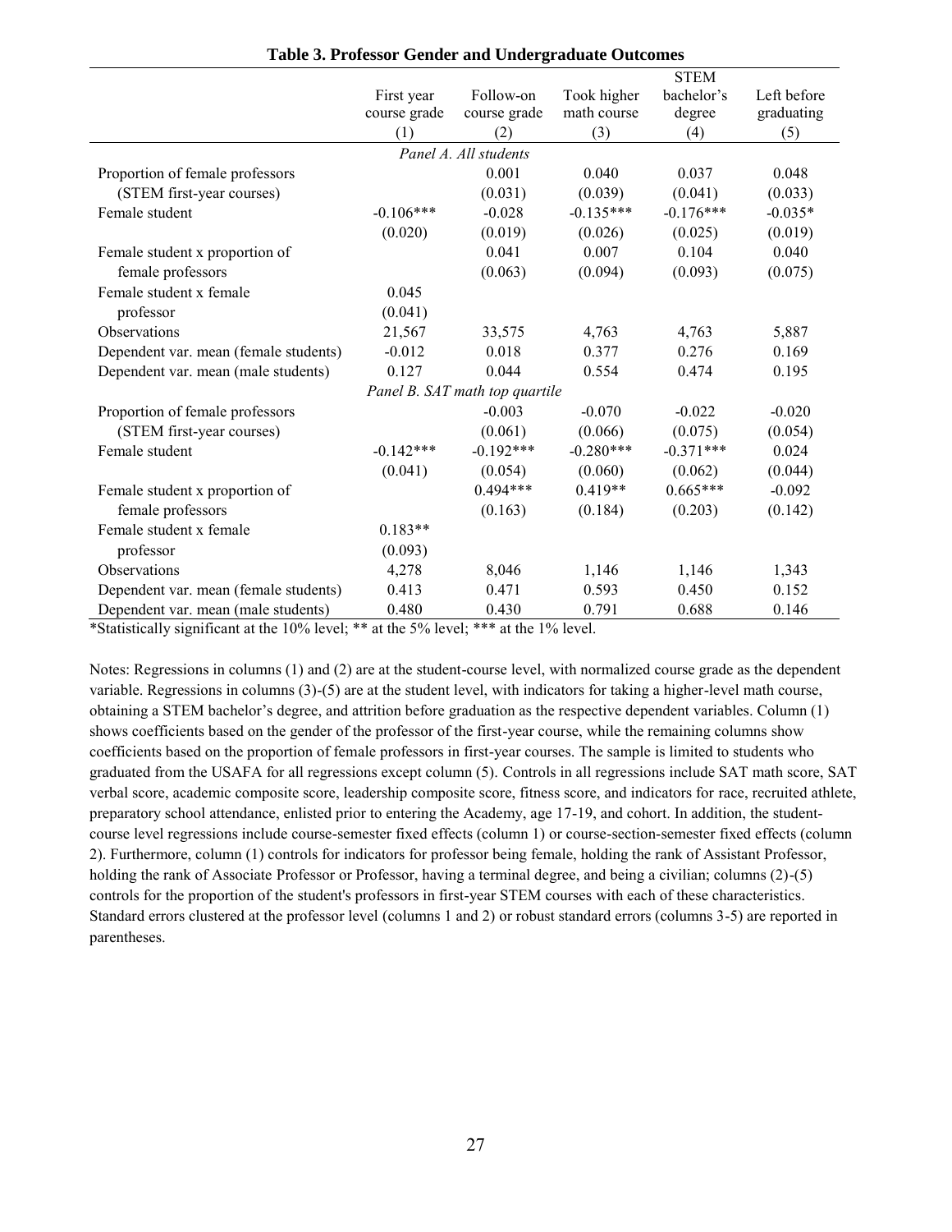**Table 3. Professor Gender and Undergraduate Outcomes**

| | First year course grade | Follow-on course grade | Took higher math course | STEM bachelor's degree | Left before graduating |
|---|---|---|---|---|---|
| | (1) | (2) | (3) | (4) | (5) |
| *Panel A. All students* | | | | | |
| Proportion of female professors | | 0.001 | 0.040 | 0.037 | 0.048 |
| (STEM first-year courses) | | (0.031) | (0.039) | (0.041) | (0.033) |
| Female student | -0.106*** | -0.028 | -0.135*** | -0.176*** | -0.035* |
| | (0.020) | (0.019) | (0.026) | (0.025) | (0.019) |
| Female student x proportion of | | 0.041 | 0.007 | 0.104 | 0.040 |
| female professors | | (0.063) | (0.094) | (0.093) | (0.075) |
| Female student x female | 0.045 | | | | |
| professor | (0.041) | | | | |
| Observations | 21,567 | 33,575 | 4,763 | 4,763 | 5,887 |
| Dependent var. mean (female students) | -0.012 | 0.018 | 0.377 | 0.276 | 0.169 |
| Dependent var. mean (male students) | 0.127 | 0.044 | 0.554 | 0.474 | 0.195 |
| *Panel B. SAT math top quartile* | | | | | |
| Proportion of female professors | | -0.003 | -0.070 | -0.022 | -0.020 |
| (STEM first-year courses) | | (0.061) | (0.066) | (0.075) | (0.054) |
| Female student | -0.142*** | -0.192*** | -0.280*** | -0.371*** | 0.024 |
| | (0.041) | (0.054) | (0.060) | (0.062) | (0.044) |
| Female student x proportion of | | 0.494*** | 0.419** | 0.665*** | -0.092 |
| female professors | | (0.163) | (0.184) | (0.203) | (0.142) |
| Female student x female | 0.183** | | | | |
| professor | (0.093) | | | | |
| Observations | 4,278 | 8,046 | 1,146 | 1,146 | 1,343 |
| Dependent var. mean (female students) | 0.413 | 0.471 | 0.593 | 0.450 | 0.152 |
| Dependent var. mean (male students) | 0.480 | 0.430 | 0.791 | 0.688 | 0.146 |

*Statistically significant at the 10% level; ** at the 5% level; *** at the 1% level.

Notes: Regressions in columns (1) and (2) are at the student-course level, with normalized course grade as the dependent variable. Regressions in columns (3)-(5) are at the student level, with indicators for taking a higher-level math course, obtaining a STEM bachelor's degree, and attrition before graduation as the respective dependent variables. Column (1) shows coefficients based on the gender of the professor of the first-year course, while the remaining columns show coefficients based on the proportion of female professors in first-year courses. The sample is limited to students who graduated from the USAFA for all regressions except column (5). Controls in all regressions include SAT math score, SAT verbal score, academic composite score, leadership composite score, fitness score, and indicators for race, recruited athlete, preparatory school attendance, enlisted prior to entering the Academy, age 17-19, and cohort. In addition, the student-course level regressions include course-semester fixed effects (column 1) or course-section-semester fixed effects (column 2). Furthermore, column (1) controls for indicators for professor being female, holding the rank of Assistant Professor, holding the rank of Associate Professor or Professor, having a terminal degree, and being a civilian; columns (2)-(5) controls for the proportion of the student's professors in first-year STEM courses with each of these characteristics. Standard errors clustered at the professor level (columns 1 and 2) or robust standard errors (columns 3-5) are reported in parentheses.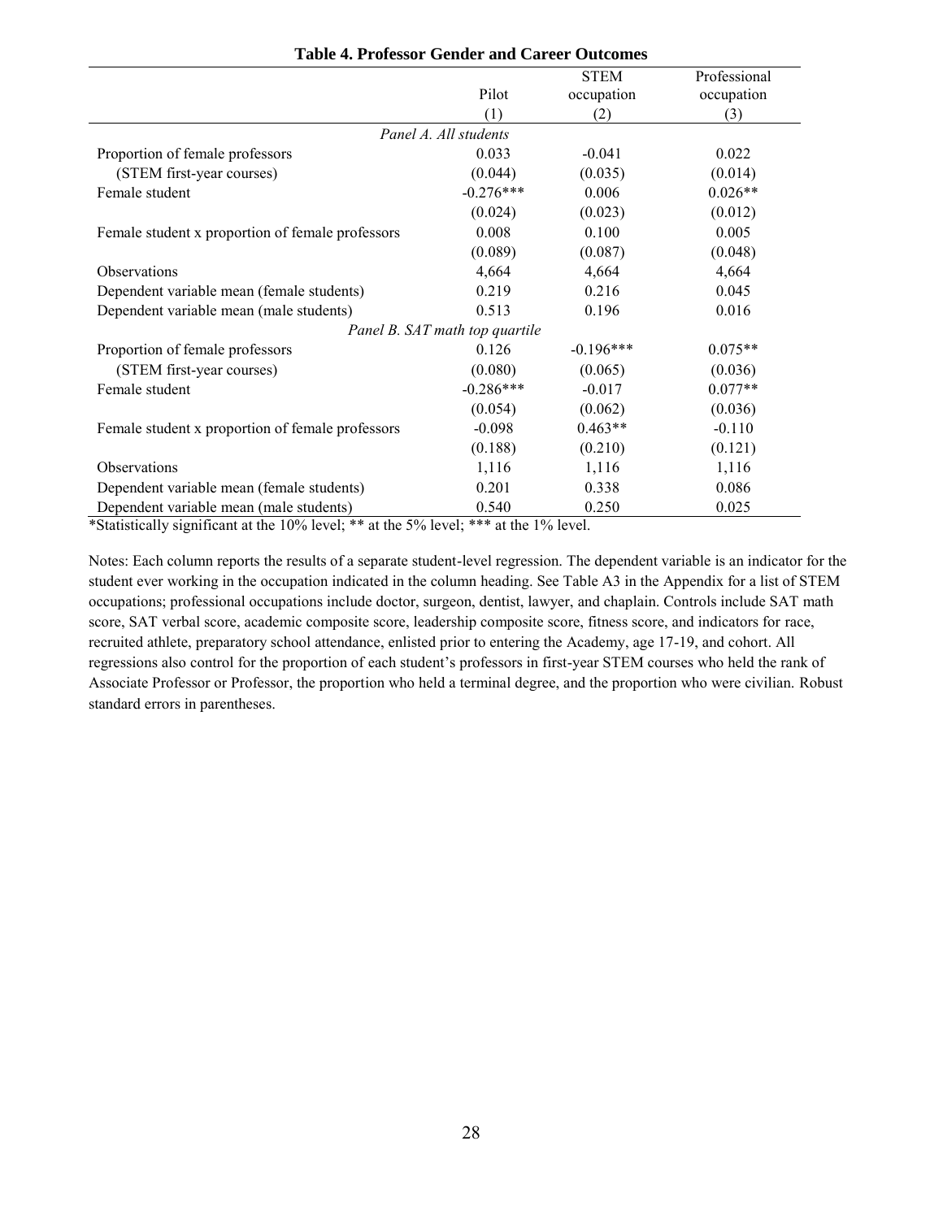**Table 4. Professor Gender and Career Outcomes**

| | Pilot | STEM occupation | Professional occupation |
|---|---|---|---|
| | (1) | (2) | (3) |
| *Panel A. All students* | | | |
| Proportion of female professors | 0.033 | -0.041 | 0.022 |
| (STEM first-year courses) | (0.044) | (0.035) | (0.014) |
| Female student | -0.276*** | 0.006 | 0.026** |
| | (0.024) | (0.023) | (0.012) |
| Female student x proportion of female professors | 0.008 | 0.100 | 0.005 |
| | (0.089) | (0.087) | (0.048) |
| Observations | 4,664 | 4,664 | 4,664 |
| Dependent variable mean (female students) | 0.219 | 0.216 | 0.045 |
| Dependent variable mean (male students) | 0.513 | 0.196 | 0.016 |
| *Panel B. SAT math top quartile* | | | |
| Proportion of female professors | 0.126 | -0.196*** | 0.075** |
| (STEM first-year courses) | (0.080) | (0.065) | (0.036) |
| Female student | -0.286*** | -0.017 | 0.077** |
| | (0.054) | (0.062) | (0.036) |
| Female student x proportion of female professors | -0.098 | 0.463** | -0.110 |
| | (0.188) | (0.210) | (0.121) |
| Observations | 1,116 | 1,116 | 1,116 |
| Dependent variable mean (female students) | 0.201 | 0.338 | 0.086 |
| Dependent variable mean (male students) | 0.540 | 0.250 | 0.025 |

*Statistically significant at the 10% level; ** at the 5% level; *** at the 1% level.

Notes: Each column reports the results of a separate student-level regression. The dependent variable is an indicator for the student ever working in the occupation indicated in the column heading. See Table A3 in the Appendix for a list of STEM occupations; professional occupations include doctor, surgeon, dentist, lawyer, and chaplain. Controls include SAT math score, SAT verbal score, academic composite score, leadership composite score, fitness score, and indicators for race, recruited athlete, preparatory school attendance, enlisted prior to entering the Academy, age 17-19, and cohort. All regressions also control for the proportion of each student's professors in first-year STEM courses who held the rank of Associate Professor or Professor, the proportion who held a terminal degree, and the proportion who were civilian. Robust standard errors in parentheses.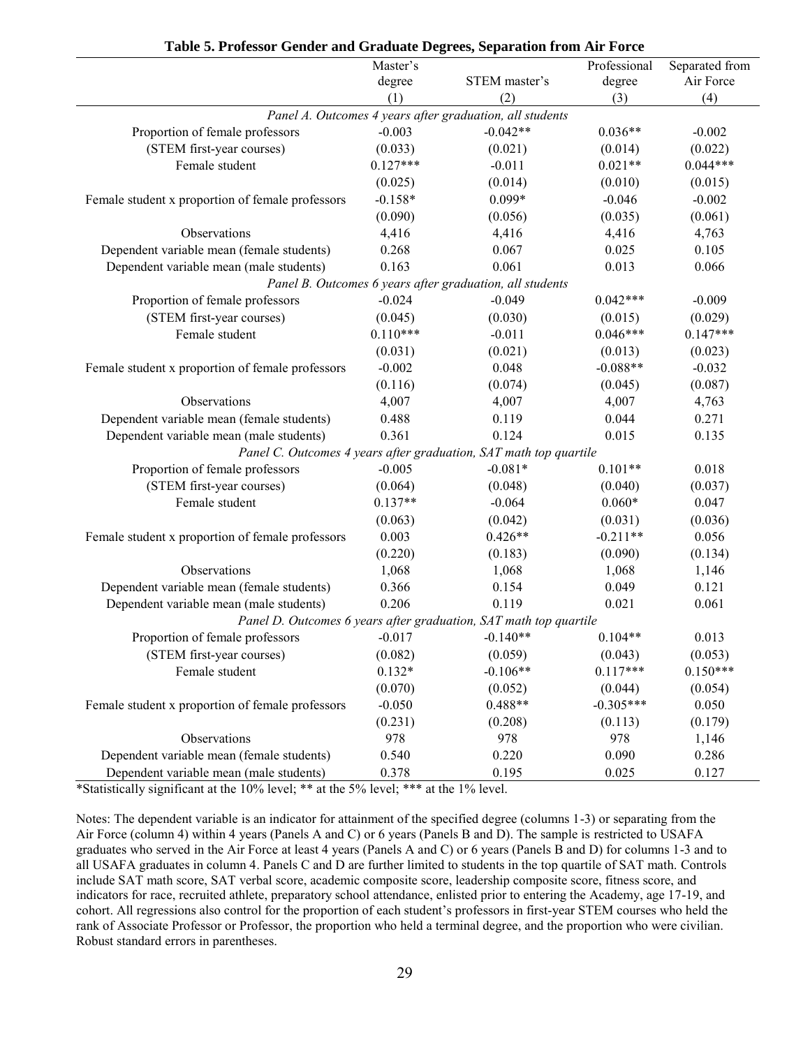**Table 5. Professor Gender and Graduate Degrees, Separation from Air Force**

| | Master's degree | STEM master's | Professional degree | Separated from Air Force |
|---|---|---|---|---|
| | (1) | (2) | (3) | (4) |
| *Panel A. Outcomes 4 years after graduation, all students* | | | | |
| Proportion of female professors | -0.003 | -0.042** | 0.036** | -0.002 |
| (STEM first-year courses) | (0.033) | (0.021) | (0.014) | (0.022) |
| Female student | 0.127*** | -0.011 | 0.021** | 0.044*** |
| | (0.025) | (0.014) | (0.010) | (0.015) |
| Female student x proportion of female professors | -0.158* | 0.099* | -0.046 | -0.002 |
| | (0.090) | (0.056) | (0.035) | (0.061) |
| Observations | 4,416 | 4,416 | 4,416 | 4,763 |
| Dependent variable mean (female students) | 0.268 | 0.067 | 0.025 | 0.105 |
| Dependent variable mean (male students) | 0.163 | 0.061 | 0.013 | 0.066 |
| *Panel B. Outcomes 6 years after graduation, all students* | | | | |
| Proportion of female professors | -0.024 | -0.049 | 0.042*** | -0.009 |
| (STEM first-year courses) | (0.045) | (0.030) | (0.015) | (0.029) |
| Female student | 0.110*** | -0.011 | 0.046*** | 0.147*** |
| | (0.031) | (0.021) | (0.013) | (0.023) |
| Female student x proportion of female professors | -0.002 | 0.048 | -0.088** | -0.032 |
| | (0.116) | (0.074) | (0.045) | (0.087) |
| Observations | 4,007 | 4,007 | 4,007 | 4,763 |
| Dependent variable mean (female students) | 0.488 | 0.119 | 0.044 | 0.271 |
| Dependent variable mean (male students) | 0.361 | 0.124 | 0.015 | 0.135 |
| *Panel C. Outcomes 4 years after graduation, SAT math top quartile* | | | | |
| Proportion of female professors | -0.005 | -0.081* | 0.101** | 0.018 |
| (STEM first-year courses) | (0.064) | (0.048) | (0.040) | (0.037) |
| Female student | 0.137** | -0.064 | 0.060* | 0.047 |
| | (0.063) | (0.042) | (0.031) | (0.036) |
| Female student x proportion of female professors | 0.003 | 0.426** | -0.211** | 0.056 |
| | (0.220) | (0.183) | (0.090) | (0.134) |
| Observations | 1,068 | 1,068 | 1,068 | 1,146 |
| Dependent variable mean (female students) | 0.366 | 0.154 | 0.049 | 0.121 |
| Dependent variable mean (male students) | 0.206 | 0.119 | 0.021 | 0.061 |
| *Panel D. Outcomes 6 years after graduation, SAT math top quartile* | | | | |
| Proportion of female professors | -0.017 | -0.140** | 0.104** | 0.013 |
| (STEM first-year courses) | (0.082) | (0.059) | (0.043) | (0.053) |
| Female student | 0.132* | -0.106** | 0.117*** | 0.150*** |
| | (0.070) | (0.052) | (0.044) | (0.054) |
| Female student x proportion of female professors | -0.050 | 0.488** | -0.305*** | 0.050 |
| | (0.231) | (0.208) | (0.113) | (0.179) |
| Observations | 978 | 978 | 978 | 1,146 |
| Dependent variable mean (female students) | 0.540 | 0.220 | 0.090 | 0.286 |
| Dependent variable mean (male students) | 0.378 | 0.195 | 0.025 | 0.127 |

*Statistically significant at the 10% level; ** at the 5% level; *** at the 1% level.

Notes: The dependent variable is an indicator for attainment of the specified degree (columns 1-3) or separating from the Air Force (column 4) within 4 years (Panels A and C) or 6 years (Panels B and D). The sample is restricted to USAFA graduates who served in the Air Force at least 4 years (Panels A and C) or 6 years (Panels B and D) for columns 1-3 and to all USAFA graduates in column 4. Panels C and D are further limited to students in the top quartile of SAT math. Controls include SAT math score, SAT verbal score, academic composite score, leadership composite score, fitness score, and indicators for race, recruited athlete, preparatory school attendance, enlisted prior to entering the Academy, age 17-19, and cohort. All regressions also control for the proportion of each student's professors in first-year STEM courses who held the rank of Associate Professor or Professor, the proportion who held a terminal degree, and the proportion who were civilian. Robust standard errors in parentheses.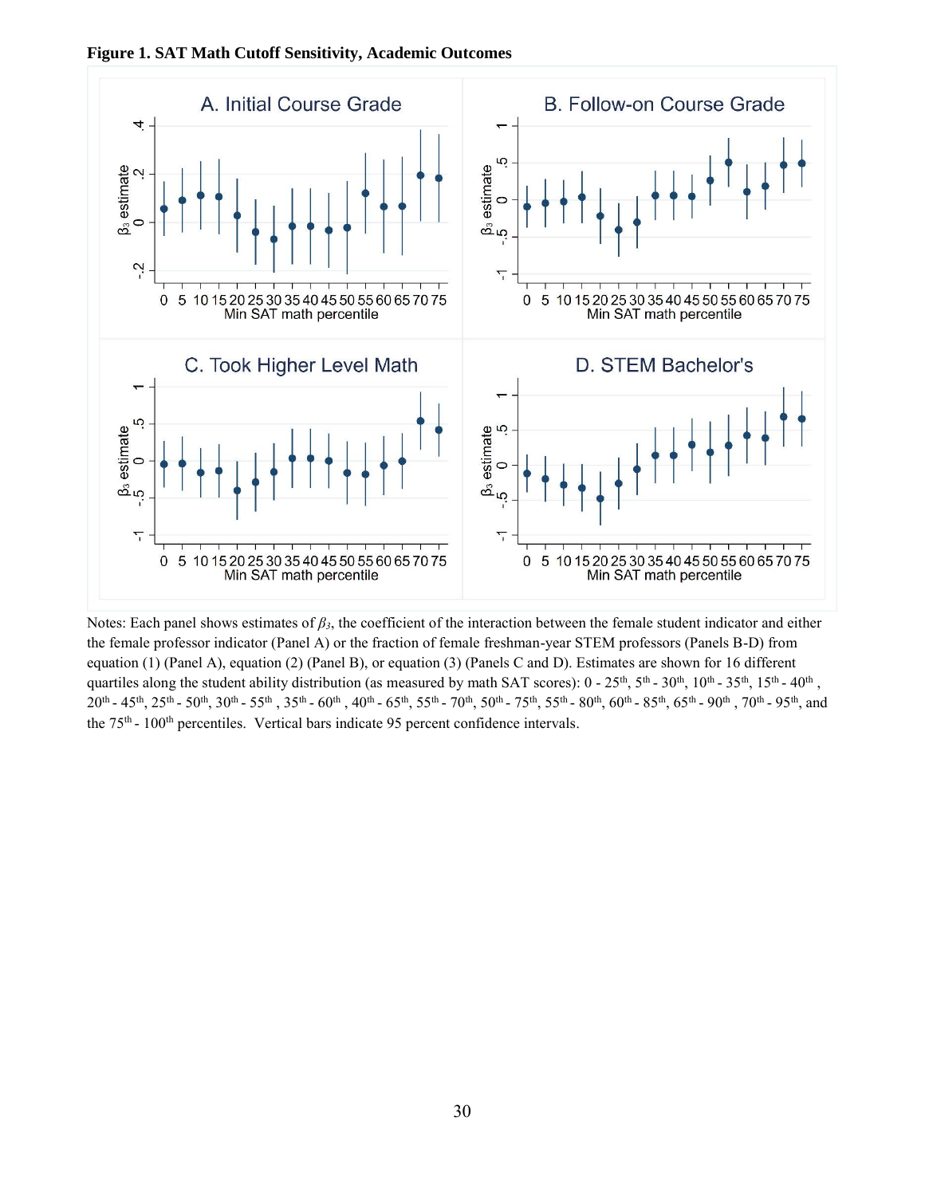**Figure 1. SAT Math Cutoff Sensitivity, Academic Outcomes**

Notes: Each panel shows estimates of $\beta_3$, the coefficient of the interaction between the female student indicator and either the female professor indicator (Panel A) or the fraction of female freshman-year STEM professors (Panels B-D) from equation (1) (Panel A), equation (2) (Panel B), or equation (3) (Panels C and D). Estimates are shown for 16 different quartiles along the student ability distribution (as measured by math SAT scores): 0 - 25$^{th}$, 5$^{th}$ - 30$^{th}$, 10$^{th}$ - 35$^{th}$, 15$^{th}$ - 40$^{th}$, 20$^{th}$ - 45$^{th}$, 25$^{th}$ - 50$^{th}$, 30$^{th}$ - 55$^{th}$, 35$^{th}$ - 60$^{th}$, 40$^{th}$ - 65$^{th}$, 55$^{th}$ - 70$^{th}$, 50$^{th}$ - 75$^{th}$, 55$^{th}$ - 80$^{th}$, 60$^{th}$ - 85$^{th}$, 65$^{th}$ - 90$^{th}$, 70$^{th}$ - 95$^{th}$, and the 75$^{th}$ - 100$^{th}$ percentiles. Vertical bars indicate 95 percent confidence intervals.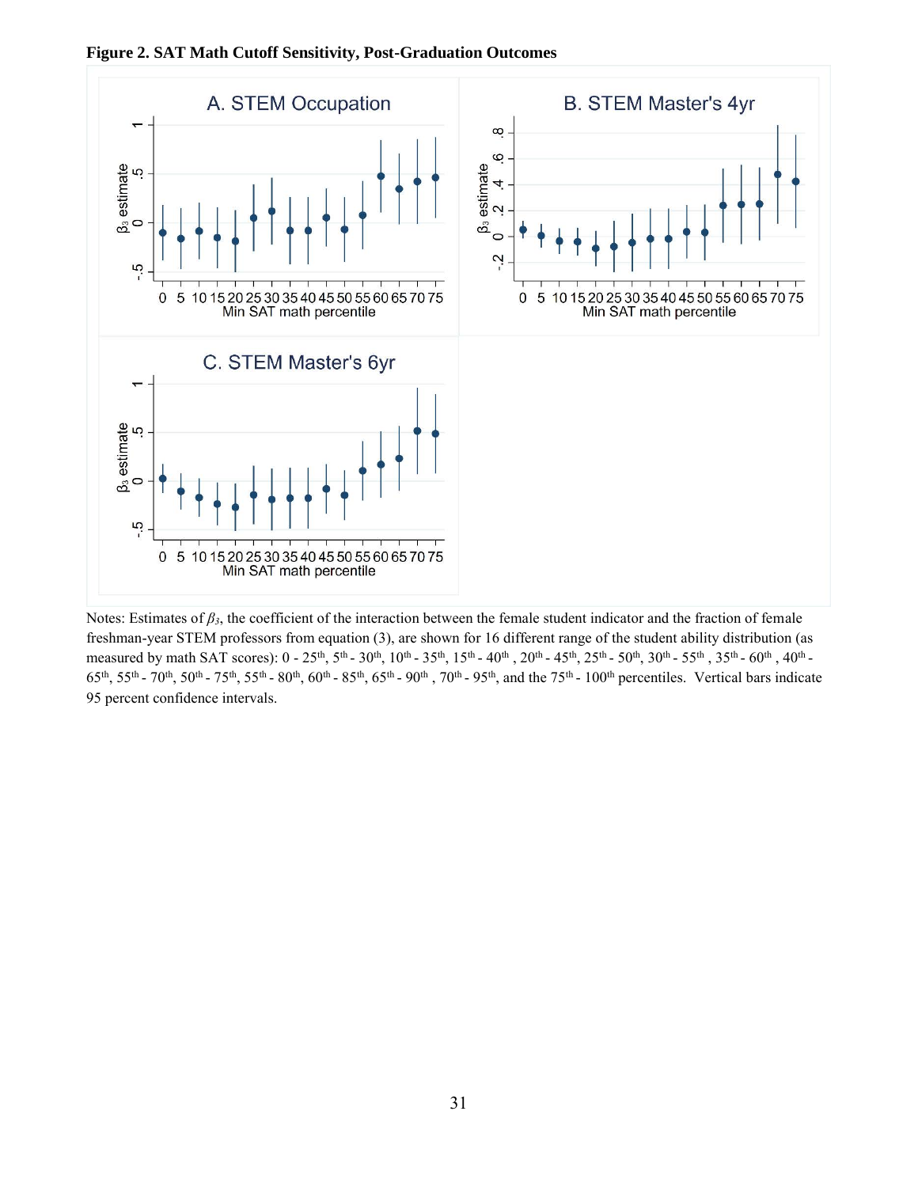**Figure 2. SAT Math Cutoff Sensitivity, Post-Graduation Outcomes**

Notes: Estimates of $\beta_3$, the coefficient of the interaction between the female student indicator and the fraction of female freshman-year STEM professors from equation (3), are shown for 16 different range of the student ability distribution (as measured by math SAT scores): 0 - 25$^{th}$, 5$^{th}$ - 30$^{th}$, 10$^{th}$ - 35$^{th}$, 15$^{th}$ - 40$^{th}$ , 20$^{th}$ - 45$^{th}$, 25$^{th}$ - 50$^{th}$, 30$^{th}$ - 55$^{th}$ , 35$^{th}$ - 60$^{th}$ , 40$^{th}$ - 65$^{th}$, 55$^{th}$ - 70$^{th}$, 50$^{th}$ - 75$^{th}$, 55$^{th}$ - 80$^{th}$, 60$^{th}$ - 85$^{th}$, 65$^{th}$ - 90$^{th}$ , 70$^{th}$ - 95$^{th}$, and the 75$^{th}$ - 100$^{th}$ percentiles. Vertical bars indicate 95 percent confidence intervals.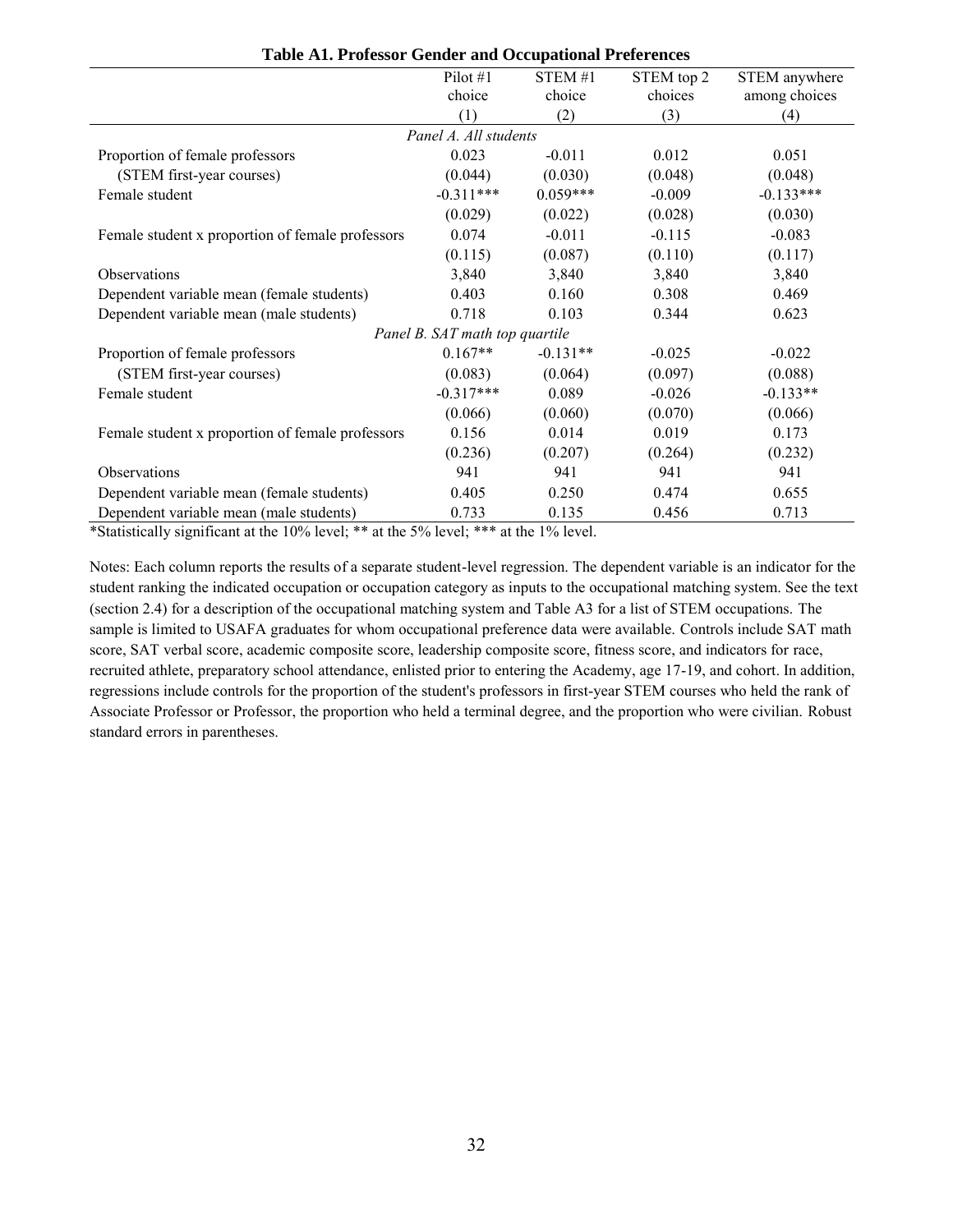**Table A1. Professor Gender and Occupational Preferences**

| | Pilot #1 choice | STEM #1 choice | STEM top 2 choices | STEM anywhere among choices |
|---|---|---|---|---|
| | (1) | (2) | (3) | (4) |
| *Panel A. All students* | | | | |
| Proportion of female professors | 0.023 | -0.011 | 0.012 | 0.051 |
| (STEM first-year courses) | (0.044) | (0.030) | (0.048) | (0.048) |
| Female student | -0.311*** | 0.059*** | -0.009 | -0.133*** |
| | (0.029) | (0.022) | (0.028) | (0.030) |
| Female student x proportion of female professors | 0.074 | -0.011 | -0.115 | -0.083 |
| | (0.115) | (0.087) | (0.110) | (0.117) |
| Observations | 3,840 | 3,840 | 3,840 | 3,840 |
| Dependent variable mean (female students) | 0.403 | 0.160 | 0.308 | 0.469 |
| Dependent variable mean (male students) | 0.718 | 0.103 | 0.344 | 0.623 |
| *Panel B. SAT math top quartile* | | | | |
| Proportion of female professors | 0.167** | -0.131** | -0.025 | -0.022 |
| (STEM first-year courses) | (0.083) | (0.064) | (0.097) | (0.088) |
| Female student | -0.317*** | 0.089 | -0.026 | -0.133** |
| | (0.066) | (0.060) | (0.070) | (0.066) |
| Female student x proportion of female professors | 0.156 | 0.014 | 0.019 | 0.173 |
| | (0.236) | (0.207) | (0.264) | (0.232) |
| Observations | 941 | 941 | 941 | 941 |
| Dependent variable mean (female students) | 0.405 | 0.250 | 0.474 | 0.655 |
| Dependent variable mean (male students) | 0.733 | 0.135 | 0.456 | 0.713 |

*Statistically significant at the 10% level; ** at the 5% level; *** at the 1% level.

Notes: Each column reports the results of a separate student-level regression. The dependent variable is an indicator for the student ranking the indicated occupation or occupation category as inputs to the occupational matching system. See the text (section 2.4) for a description of the occupational matching system and Table A3 for a list of STEM occupations. The sample is limited to USAFA graduates for whom occupational preference data were available. Controls include SAT math score, SAT verbal score, academic composite score, leadership composite score, fitness score, and indicators for race, recruited athlete, preparatory school attendance, enlisted prior to entering the Academy, age 17-19, and cohort. In addition, regressions include controls for the proportion of the student's professors in first-year STEM courses who held the rank of Associate Professor or Professor, the proportion who held a terminal degree, and the proportion who were civilian. Robust standard errors in parentheses.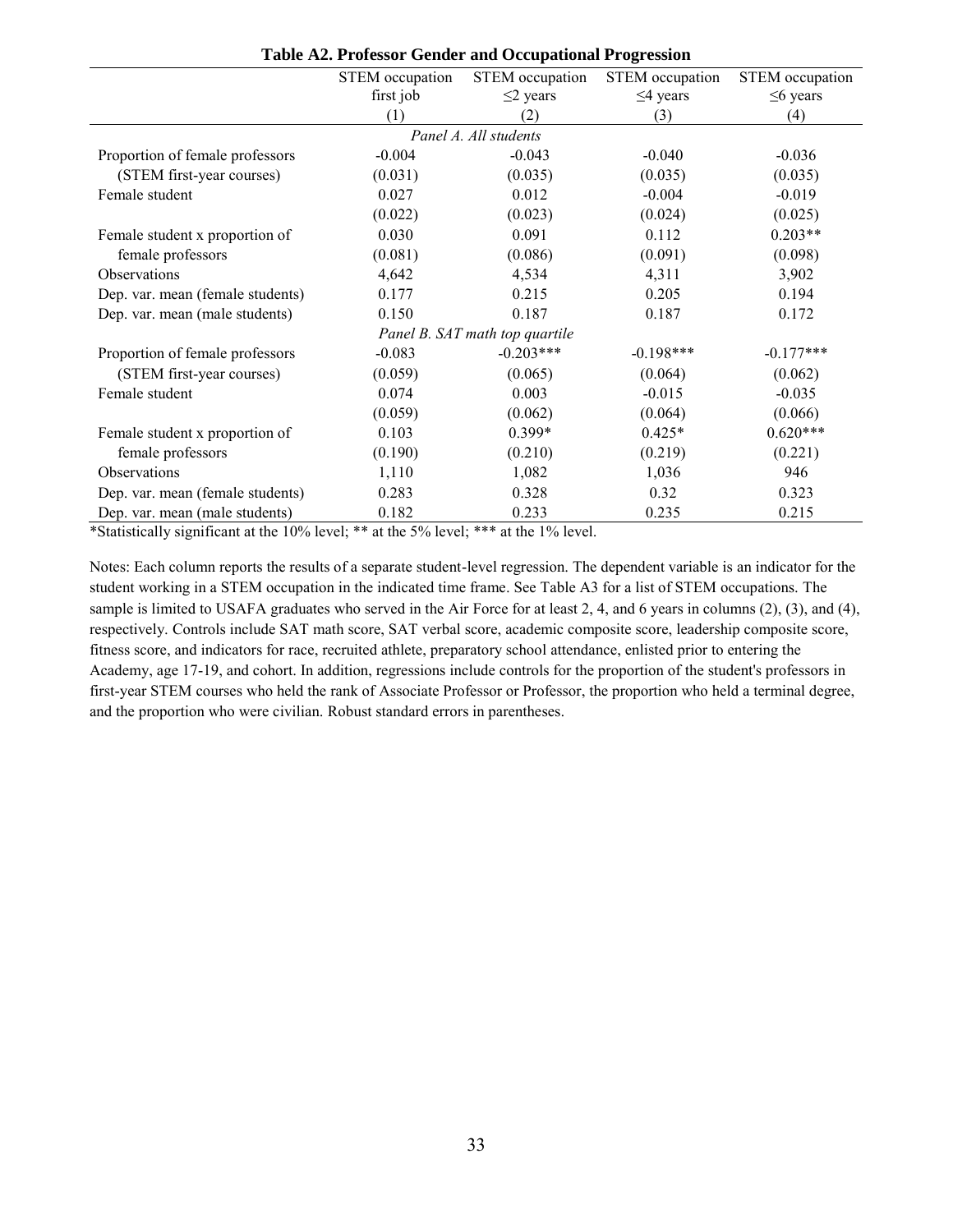**Table A2. Professor Gender and Occupational Progression**

| | STEM occupation first job | STEM occupation ≤2 years | STEM occupation ≤4 years | STEM occupation ≤6 years |
|---|---|---|---|---|
| | (1) | (2) | (3) | (4) |
| *Panel A. All students* | | | | |
| Proportion of female professors | -0.004 | -0.043 | -0.040 | -0.036 |
| (STEM first-year courses) | (0.031) | (0.035) | (0.035) | (0.035) |
| Female student | 0.027 | 0.012 | -0.004 | -0.019 |
| | (0.022) | (0.023) | (0.024) | (0.025) |
| Female student x proportion of | 0.030 | 0.091 | 0.112 | 0.203** |
| female professors | (0.081) | (0.086) | (0.091) | (0.098) |
| Observations | 4,642 | 4,534 | 4,311 | 3,902 |
| Dep. var. mean (female students) | 0.177 | 0.215 | 0.205 | 0.194 |
| Dep. var. mean (male students) | 0.150 | 0.187 | 0.187 | 0.172 |
| *Panel B. SAT math top quartile* | | | | |
| Proportion of female professors | -0.083 | -0.203*** | -0.198*** | -0.177*** |
| (STEM first-year courses) | (0.059) | (0.065) | (0.064) | (0.062) |
| Female student | 0.074 | 0.003 | -0.015 | -0.035 |
| | (0.059) | (0.062) | (0.064) | (0.066) |
| Female student x proportion of | 0.103 | 0.399* | 0.425* | 0.620*** |
| female professors | (0.190) | (0.210) | (0.219) | (0.221) |
| Observations | 1,110 | 1,082 | 1,036 | 946 |
| Dep. var. mean (female students) | 0.283 | 0.328 | 0.32 | 0.323 |
| Dep. var. mean (male students) | 0.182 | 0.233 | 0.235 | 0.215 |

*Statistically significant at the 10% level; ** at the 5% level; *** at the 1% level.

Notes: Each column reports the results of a separate student-level regression. The dependent variable is an indicator for the student working in a STEM occupation in the indicated time frame. See Table A3 for a list of STEM occupations. The sample is limited to USAFA graduates who served in the Air Force for at least 2, 4, and 6 years in columns (2), (3), and (4), respectively. Controls include SAT math score, SAT verbal score, academic composite score, leadership composite score, fitness score, and indicators for race, recruited athlete, preparatory school attendance, enlisted prior to entering the Academy, age 17-19, and cohort. In addition, regressions include controls for the proportion of the student's professors in first-year STEM courses who held the rank of Associate Professor or Professor, the proportion who held a terminal degree, and the proportion who were civilian. Robust standard errors in parentheses.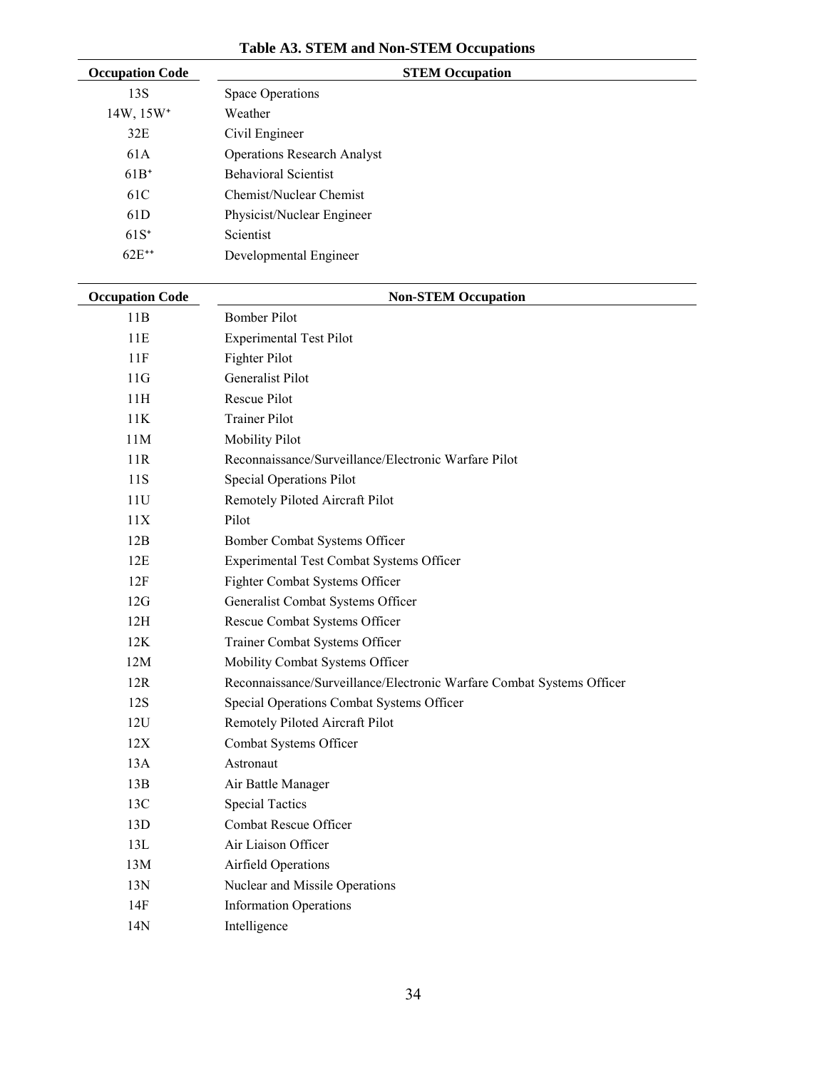**Table A3. STEM and Non-STEM Occupations**

| Occupation Code | STEM Occupation |
| --- | --- |
| 13S | Space Operations |
| 14W, 15W⁺ | Weather |
| 32E | Civil Engineer |
| 61A | Operations Research Analyst |
| 61B⁺ | Behavioral Scientist |
| 61C | Chemist/Nuclear Chemist |
| 61D | Physicist/Nuclear Engineer |
| 61S⁺ | Scientist |
| 62E⁺⁺ | Developmental Engineer |

| Occupation Code | Non-STEM Occupation |
| --- | --- |
| 11B | Bomber Pilot |
| 11E | Experimental Test Pilot |
| 11F | Fighter Pilot |
| 11G | Generalist Pilot |
| 11H | Rescue Pilot |
| 11K | Trainer Pilot |
| 11M | Mobility Pilot |
| 11R | Reconnaissance/Surveillance/Electronic Warfare Pilot |
| 11S | Special Operations Pilot |
| 11U | Remotely Piloted Aircraft Pilot |
| 11X | Pilot |
| 12B | Bomber Combat Systems Officer |
| 12E | Experimental Test Combat Systems Officer |
| 12F | Fighter Combat Systems Officer |
| 12G | Generalist Combat Systems Officer |
| 12H | Rescue Combat Systems Officer |
| 12K | Trainer Combat Systems Officer |
| 12M | Mobility Combat Systems Officer |
| 12R | Reconnaissance/Surveillance/Electronic Warfare Combat Systems Officer |
| 12S | Special Operations Combat Systems Officer |
| 12U | Remotely Piloted Aircraft Pilot |
| 12X | Combat Systems Officer |
| 13A | Astronaut |
| 13B | Air Battle Manager |
| 13C | Special Tactics |
| 13D | Combat Rescue Officer |
| 13L | Air Liaison Officer |
| 13M | Airfield Operations |
| 13N | Nuclear and Missile Operations |
| 14F | Information Operations |
| 14N | Intelligence |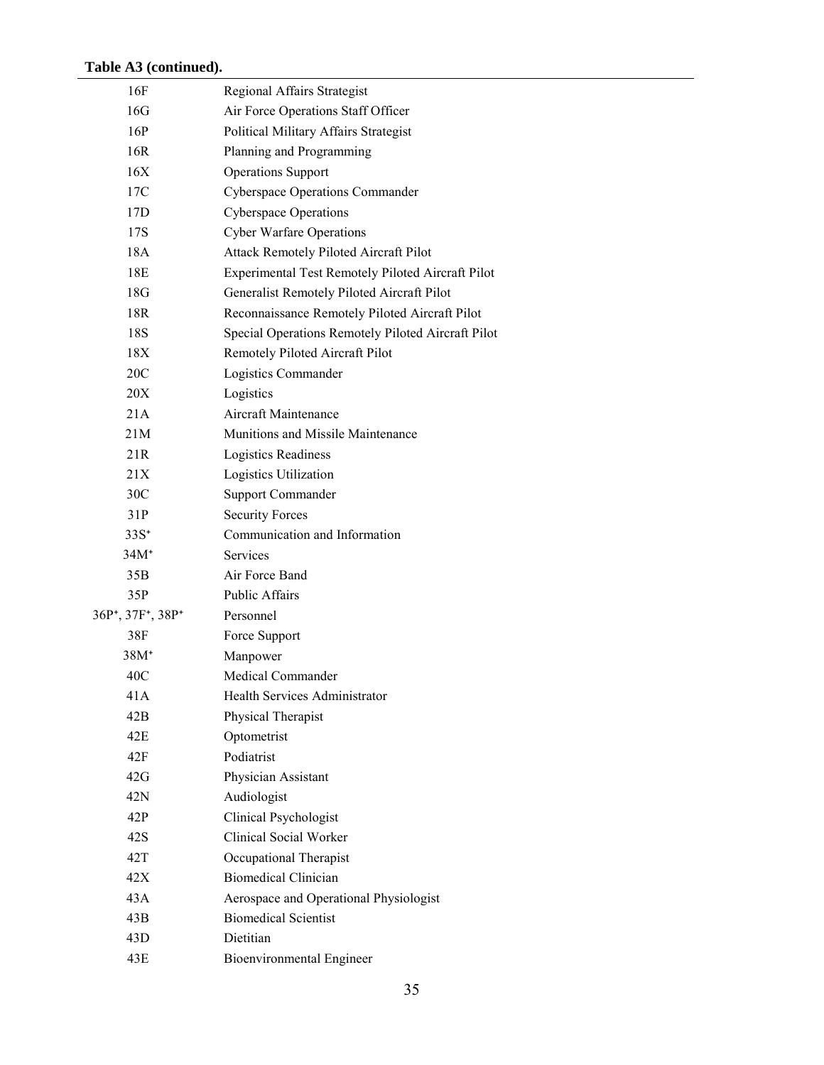**Table A3 (continued).**

| | |
|---|---|
| 16F | Regional Affairs Strategist |
| 16G | Air Force Operations Staff Officer |
| 16P | Political Military Affairs Strategist |
| 16R | Planning and Programming |
| 16X | Operations Support |
| 17C | Cyberspace Operations Commander |
| 17D | Cyberspace Operations |
| 17S | Cyber Warfare Operations |
| 18A | Attack Remotely Piloted Aircraft Pilot |
| 18E | Experimental Test Remotely Piloted Aircraft Pilot |
| 18G | Generalist Remotely Piloted Aircraft Pilot |
| 18R | Reconnaissance Remotely Piloted Aircraft Pilot |
| 18S | Special Operations Remotely Piloted Aircraft Pilot |
| 18X | Remotely Piloted Aircraft Pilot |
| 20C | Logistics Commander |
| 20X | Logistics |
| 21A | Aircraft Maintenance |
| 21M | Munitions and Missile Maintenance |
| 21R | Logistics Readiness |
| 21X | Logistics Utilization |
| 30C | Support Commander |
| 31P | Security Forces |
| 33S[+] | Communication and Information |
| 34M[+] | Services |
| 35B | Air Force Band |
| 35P | Public Affairs |
| 36P[+], 37F[+], 38P[+] | Personnel |
| 38F | Force Support |
| 38M[+] | Manpower |
| 40C | Medical Commander |
| 41A | Health Services Administrator |
| 42B | Physical Therapist |
| 42E | Optometrist |
| 42F | Podiatrist |
| 42G | Physician Assistant |
| 42N | Audiologist |
| 42P | Clinical Psychologist |
| 42S | Clinical Social Worker |
| 42T | Occupational Therapist |
| 42X | Biomedical Clinician |
| 43A | Aerospace and Operational Physiologist |
| 43B | Biomedical Scientist |
| 43D | Dietitian |
| 43E | Bioenvironmental Engineer |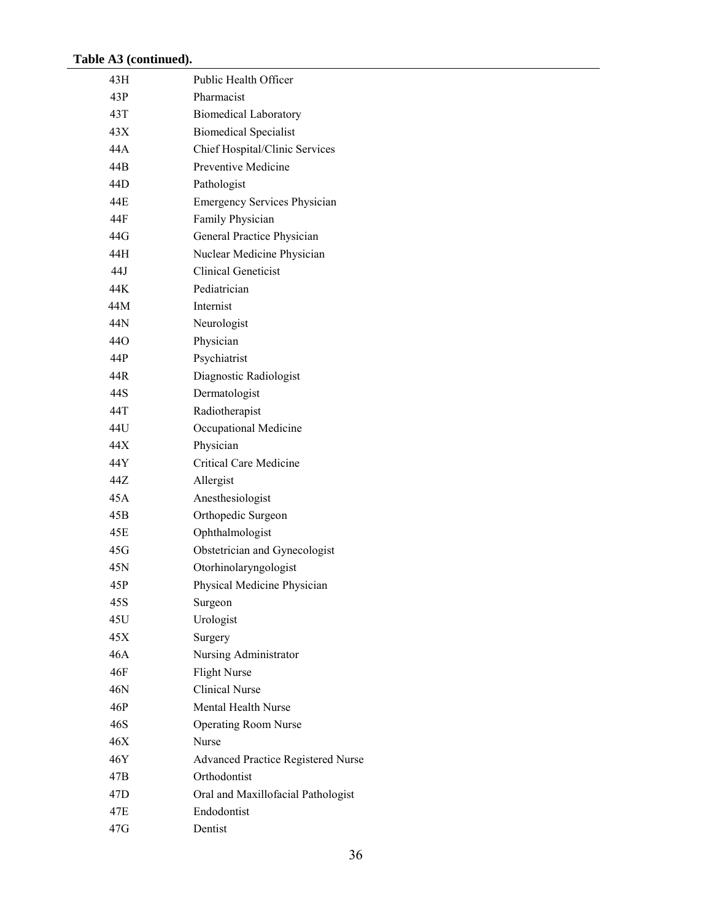**Table A3 (continued).**

| | |
|---|---|
| 43H | Public Health Officer |
| 43P | Pharmacist |
| 43T | Biomedical Laboratory |
| 43X | Biomedical Specialist |
| 44A | Chief Hospital/Clinic Services |
| 44B | Preventive Medicine |
| 44D | Pathologist |
| 44E | Emergency Services Physician |
| 44F | Family Physician |
| 44G | General Practice Physician |
| 44H | Nuclear Medicine Physician |
| 44J | Clinical Geneticist |
| 44K | Pediatrician |
| 44M | Internist |
| 44N | Neurologist |
| 44O | Physician |
| 44P | Psychiatrist |
| 44R | Diagnostic Radiologist |
| 44S | Dermatologist |
| 44T | Radiotherapist |
| 44U | Occupational Medicine |
| 44X | Physician |
| 44Y | Critical Care Medicine |
| 44Z | Allergist |
| 45A | Anesthesiologist |
| 45B | Orthopedic Surgeon |
| 45E | Ophthalmologist |
| 45G | Obstetrician and Gynecologist |
| 45N | Otorhinolaryngologist |
| 45P | Physical Medicine Physician |
| 45S | Surgeon |
| 45U | Urologist |
| 45X | Surgery |
| 46A | Nursing Administrator |
| 46F | Flight Nurse |
| 46N | Clinical Nurse |
| 46P | Mental Health Nurse |
| 46S | Operating Room Nurse |
| 46X | Nurse |
| 46Y | Advanced Practice Registered Nurse |
| 47B | Orthodontist |
| 47D | Oral and Maxillofacial Pathologist |
| 47E | Endodontist |
| 47G | Dentist |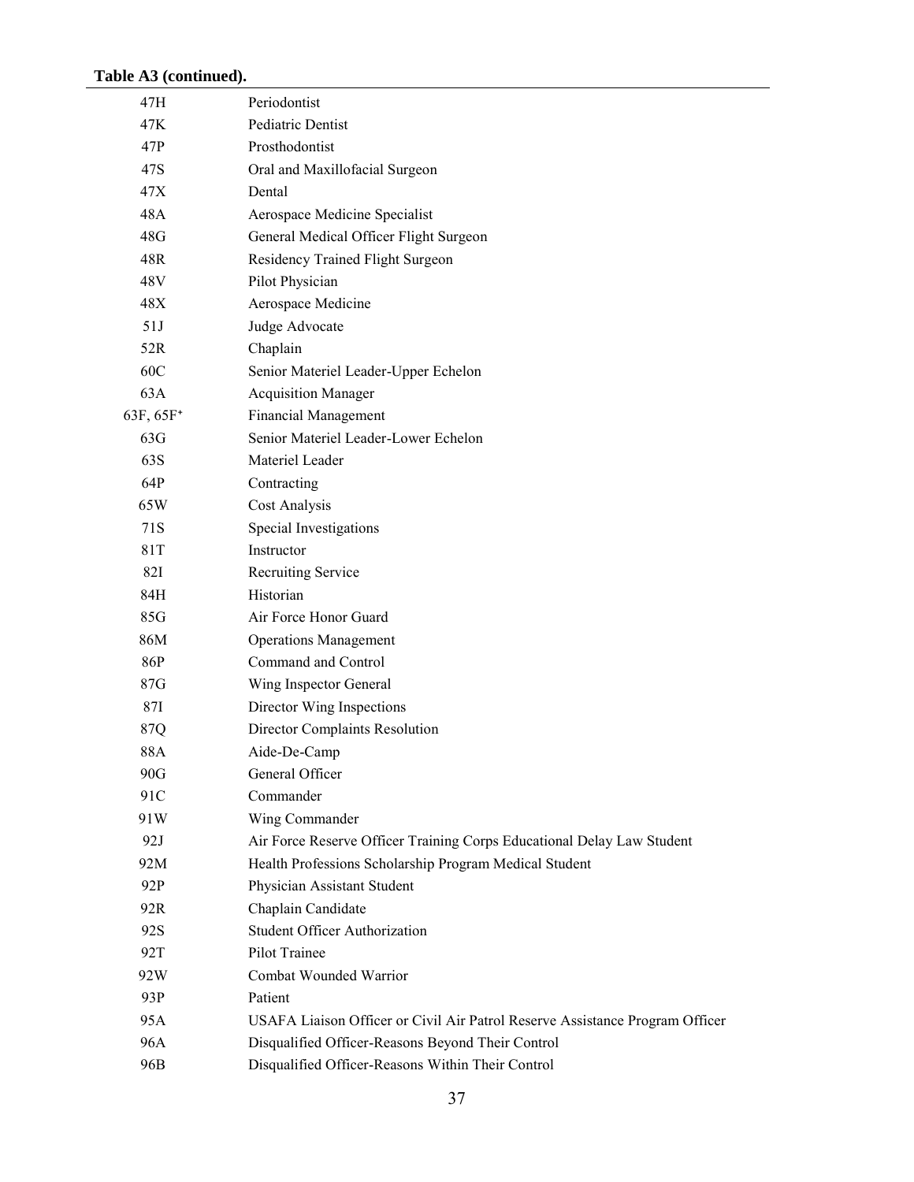**Table A3 (continued).**

| | |
|---|---|
| 47H | Periodontist |
| 47K | Pediatric Dentist |
| 47P | Prosthodontist |
| 47S | Oral and Maxillofacial Surgeon |
| 47X | Dental |
| 48A | Aerospace Medicine Specialist |
| 48G | General Medical Officer Flight Surgeon |
| 48R | Residency Trained Flight Surgeon |
| 48V | Pilot Physician |
| 48X | Aerospace Medicine |
| 51J | Judge Advocate |
| 52R | Chaplain |
| 60C | Senior Materiel Leader-Upper Echelon |
| 63A | Acquisition Manager |
| 63F, 65F⁺ | Financial Management |
| 63G | Senior Materiel Leader-Lower Echelon |
| 63S | Materiel Leader |
| 64P | Contracting |
| 65W | Cost Analysis |
| 71S | Special Investigations |
| 81T | Instructor |
| 82I | Recruiting Service |
| 84H | Historian |
| 85G | Air Force Honor Guard |
| 86M | Operations Management |
| 86P | Command and Control |
| 87G | Wing Inspector General |
| 87I | Director Wing Inspections |
| 87Q | Director Complaints Resolution |
| 88A | Aide-De-Camp |
| 90G | General Officer |
| 91C | Commander |
| 91W | Wing Commander |
| 92J | Air Force Reserve Officer Training Corps Educational Delay Law Student |
| 92M | Health Professions Scholarship Program Medical Student |
| 92P | Physician Assistant Student |
| 92R | Chaplain Candidate |
| 92S | Student Officer Authorization |
| 92T | Pilot Trainee |
| 92W | Combat Wounded Warrior |
| 93P | Patient |
| 95A | USAFA Liaison Officer or Civil Air Patrol Reserve Assistance Program Officer |
| 96A | Disqualified Officer-Reasons Beyond Their Control |
| 96B | Disqualified Officer-Reasons Within Their Control |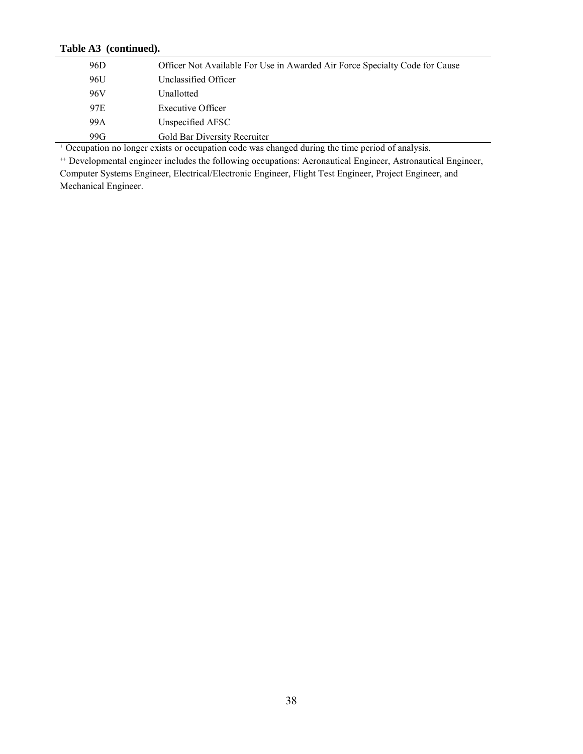**Table A3 (continued).**

| | |
|---|---|
| 96D | Officer Not Available For Use in Awarded Air Force Specialty Code for Cause |
| 96U | Unclassified Officer |
| 96V | Unallotted |
| 97E | Executive Officer |
| 99A | Unspecified AFSC |
| 99G | Gold Bar Diversity Recruiter |

[+] Occupation no longer exists or occupation code was changed during the time period of analysis.

[++] Developmental engineer includes the following occupations: Aeronautical Engineer, Astronautical Engineer, Computer Systems Engineer, Electrical/Electronic Engineer, Flight Test Engineer, Project Engineer, and Mechanical Engineer.